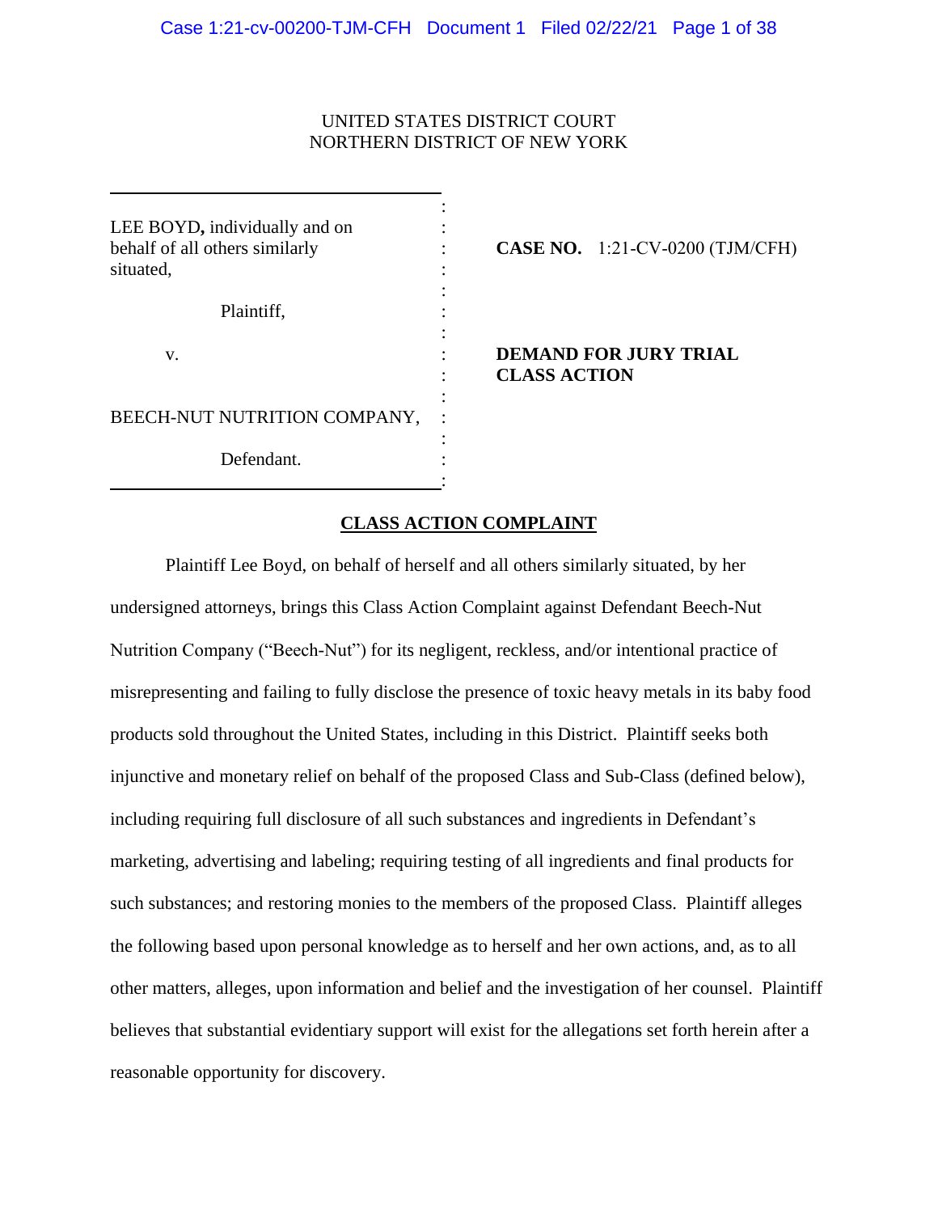UNITED STATES DISTRICT COURT
NORTHERN DISTRICT OF NEW YORK

| | | |
|---|---|---|
| LEE BOYD, individually and on behalf of all others similarly situated,<br><br>Plaintiff,<br><br>v.<br><br>BEECH-NUT NUTRITION COMPANY,<br><br>Defendant. | : | **CASE NO.** 1:21-CV-0200 (TJM/CFH)<br><br>**DEMAND FOR JURY TRIAL**<br>**CLASS ACTION** |

## CLASS ACTION COMPLAINT

Plaintiff Lee Boyd, on behalf of herself and all others similarly situated, by her undersigned attorneys, brings this Class Action Complaint against Defendant Beech-Nut Nutrition Company ("Beech-Nut") for its negligent, reckless, and/or intentional practice of misrepresenting and failing to fully disclose the presence of toxic heavy metals in its baby food products sold throughout the United States, including in this District. Plaintiff seeks both injunctive and monetary relief on behalf of the proposed Class and Sub-Class (defined below), including requiring full disclosure of all such substances and ingredients in Defendant's marketing, advertising and labeling; requiring testing of all ingredients and final products for such substances; and restoring monies to the members of the proposed Class. Plaintiff alleges the following based upon personal knowledge as to herself and her own actions, and, as to all other matters, alleges, upon information and belief and the investigation of her counsel. Plaintiff believes that substantial evidentiary support will exist for the allegations set forth herein after a reasonable opportunity for discovery.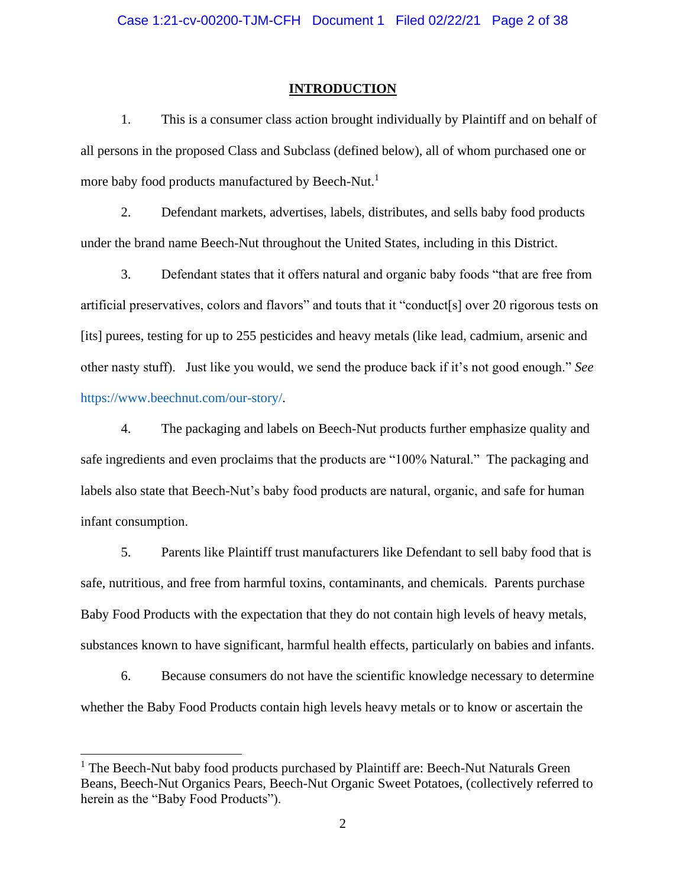## INTRODUCTION

1. This is a consumer class action brought individually by Plaintiff and on behalf of all persons in the proposed Class and Subclass (defined below), all of whom purchased one or more baby food products manufactured by Beech-Nut.[1]

2. Defendant markets, advertises, labels, distributes, and sells baby food products under the brand name Beech-Nut throughout the United States, including in this District.

3. Defendant states that it offers natural and organic baby foods "that are free from artificial preservatives, colors and flavors" and touts that it "conduct[s] over 20 rigorous tests on [its] purees, testing for up to 255 pesticides and heavy metals (like lead, cadmium, arsenic and other nasty stuff). Just like you would, we send the produce back if it's not good enough." *See* https://www.beechnut.com/our-story/.

4. The packaging and labels on Beech-Nut products further emphasize quality and safe ingredients and even proclaims that the products are "100% Natural." The packaging and labels also state that Beech-Nut's baby food products are natural, organic, and safe for human infant consumption.

5. Parents like Plaintiff trust manufacturers like Defendant to sell baby food that is safe, nutritious, and free from harmful toxins, contaminants, and chemicals. Parents purchase Baby Food Products with the expectation that they do not contain high levels of heavy metals, substances known to have significant, harmful health effects, particularly on babies and infants.

6. Because consumers do not have the scientific knowledge necessary to determine whether the Baby Food Products contain high levels heavy metals or to know or ascertain the

---

[1] The Beech-Nut baby food products purchased by Plaintiff are: Beech-Nut Naturals Green Beans, Beech-Nut Organics Pears, Beech-Nut Organic Sweet Potatoes, (collectively referred to herein as the "Baby Food Products").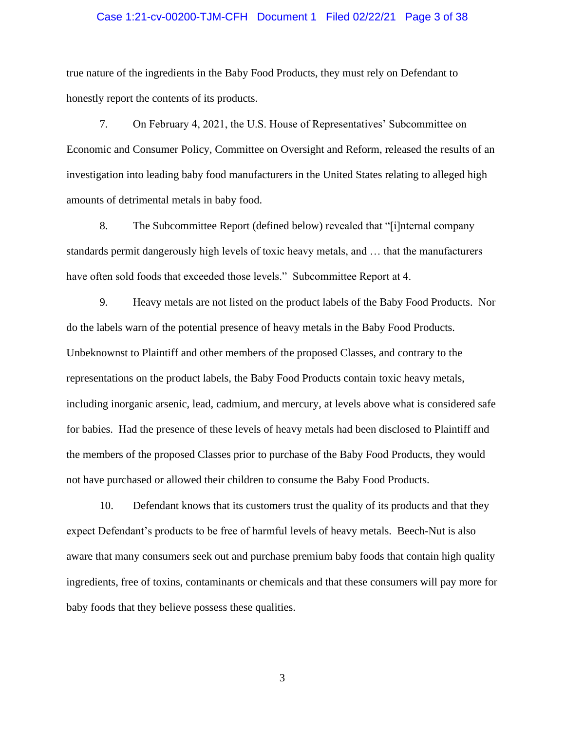true nature of the ingredients in the Baby Food Products, they must rely on Defendant to honestly report the contents of its products.

7. On February 4, 2021, the U.S. House of Representatives' Subcommittee on Economic and Consumer Policy, Committee on Oversight and Reform, released the results of an investigation into leading baby food manufacturers in the United States relating to alleged high amounts of detrimental metals in baby food.

8. The Subcommittee Report (defined below) revealed that "[i]nternal company standards permit dangerously high levels of toxic heavy metals, and … that the manufacturers have often sold foods that exceeded those levels." Subcommittee Report at 4.

9. Heavy metals are not listed on the product labels of the Baby Food Products. Nor do the labels warn of the potential presence of heavy metals in the Baby Food Products. Unbeknownst to Plaintiff and other members of the proposed Classes, and contrary to the representations on the product labels, the Baby Food Products contain toxic heavy metals, including inorganic arsenic, lead, cadmium, and mercury, at levels above what is considered safe for babies. Had the presence of these levels of heavy metals had been disclosed to Plaintiff and the members of the proposed Classes prior to purchase of the Baby Food Products, they would not have purchased or allowed their children to consume the Baby Food Products.

10. Defendant knows that its customers trust the quality of its products and that they expect Defendant's products to be free of harmful levels of heavy metals. Beech-Nut is also aware that many consumers seek out and purchase premium baby foods that contain high quality ingredients, free of toxins, contaminants or chemicals and that these consumers will pay more for baby foods that they believe possess these qualities.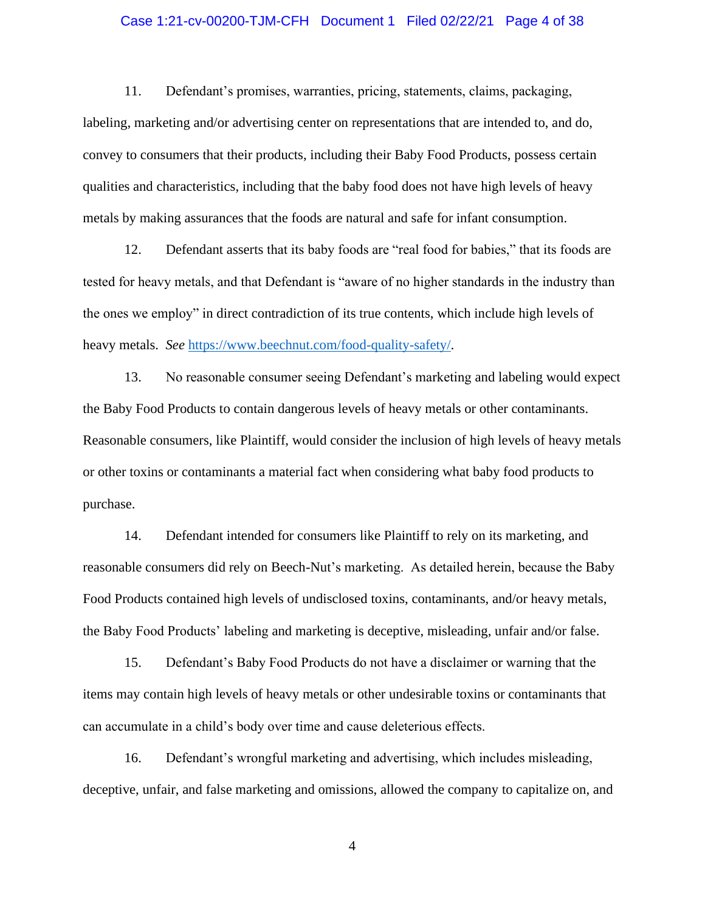11. Defendant's promises, warranties, pricing, statements, claims, packaging, labeling, marketing and/or advertising center on representations that are intended to, and do, convey to consumers that their products, including their Baby Food Products, possess certain qualities and characteristics, including that the baby food does not have high levels of heavy metals by making assurances that the foods are natural and safe for infant consumption.

12. Defendant asserts that its baby foods are "real food for babies," that its foods are tested for heavy metals, and that Defendant is "aware of no higher standards in the industry than the ones we employ" in direct contradiction of its true contents, which include high levels of heavy metals. *See* https://www.beechnut.com/food-quality-safety/.

13. No reasonable consumer seeing Defendant's marketing and labeling would expect the Baby Food Products to contain dangerous levels of heavy metals or other contaminants. Reasonable consumers, like Plaintiff, would consider the inclusion of high levels of heavy metals or other toxins or contaminants a material fact when considering what baby food products to purchase.

14. Defendant intended for consumers like Plaintiff to rely on its marketing, and reasonable consumers did rely on Beech-Nut's marketing. As detailed herein, because the Baby Food Products contained high levels of undisclosed toxins, contaminants, and/or heavy metals, the Baby Food Products' labeling and marketing is deceptive, misleading, unfair and/or false.

15. Defendant's Baby Food Products do not have a disclaimer or warning that the items may contain high levels of heavy metals or other undesirable toxins or contaminants that can accumulate in a child's body over time and cause deleterious effects.

16. Defendant's wrongful marketing and advertising, which includes misleading, deceptive, unfair, and false marketing and omissions, allowed the company to capitalize on, and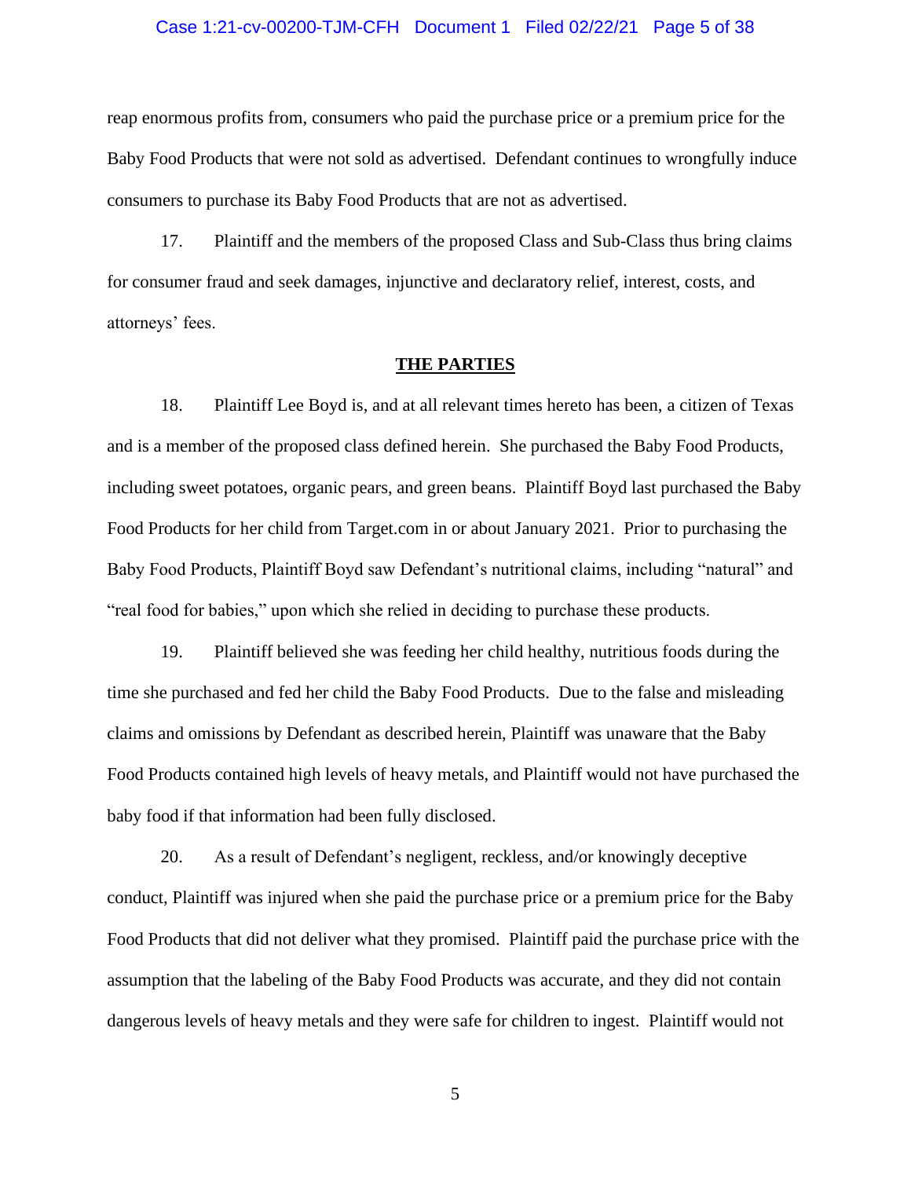reap enormous profits from, consumers who paid the purchase price or a premium price for the Baby Food Products that were not sold as advertised. Defendant continues to wrongfully induce consumers to purchase its Baby Food Products that are not as advertised.

17. Plaintiff and the members of the proposed Class and Sub-Class thus bring claims for consumer fraud and seek damages, injunctive and declaratory relief, interest, costs, and attorneys' fees.

## THE PARTIES

18. Plaintiff Lee Boyd is, and at all relevant times hereto has been, a citizen of Texas and is a member of the proposed class defined herein. She purchased the Baby Food Products, including sweet potatoes, organic pears, and green beans. Plaintiff Boyd last purchased the Baby Food Products for her child from Target.com in or about January 2021. Prior to purchasing the Baby Food Products, Plaintiff Boyd saw Defendant's nutritional claims, including "natural" and "real food for babies," upon which she relied in deciding to purchase these products.

19. Plaintiff believed she was feeding her child healthy, nutritious foods during the time she purchased and fed her child the Baby Food Products. Due to the false and misleading claims and omissions by Defendant as described herein, Plaintiff was unaware that the Baby Food Products contained high levels of heavy metals, and Plaintiff would not have purchased the baby food if that information had been fully disclosed.

20. As a result of Defendant's negligent, reckless, and/or knowingly deceptive conduct, Plaintiff was injured when she paid the purchase price or a premium price for the Baby Food Products that did not deliver what they promised. Plaintiff paid the purchase price with the assumption that the labeling of the Baby Food Products was accurate, and they did not contain dangerous levels of heavy metals and they were safe for children to ingest. Plaintiff would not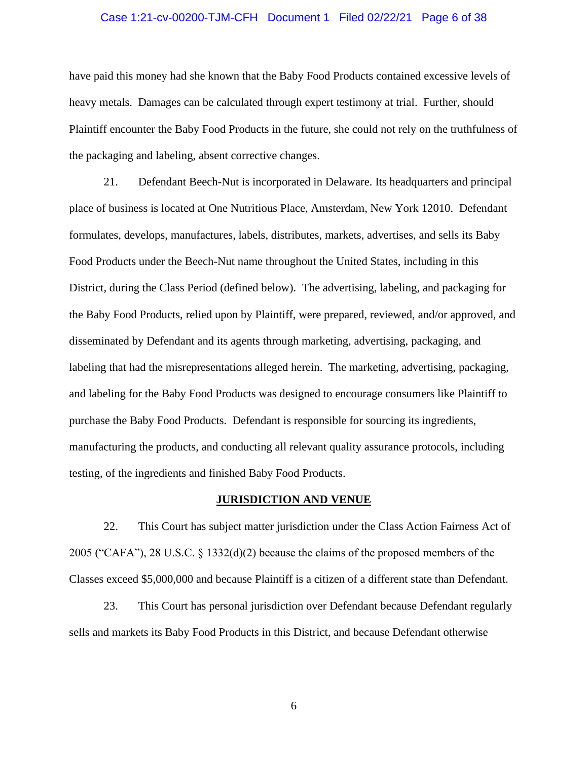have paid this money had she known that the Baby Food Products contained excessive levels of heavy metals. Damages can be calculated through expert testimony at trial. Further, should Plaintiff encounter the Baby Food Products in the future, she could not rely on the truthfulness of the packaging and labeling, absent corrective changes.

21. Defendant Beech-Nut is incorporated in Delaware. Its headquarters and principal place of business is located at One Nutritious Place, Amsterdam, New York 12010. Defendant formulates, develops, manufactures, labels, distributes, markets, advertises, and sells its Baby Food Products under the Beech-Nut name throughout the United States, including in this District, during the Class Period (defined below). The advertising, labeling, and packaging for the Baby Food Products, relied upon by Plaintiff, were prepared, reviewed, and/or approved, and disseminated by Defendant and its agents through marketing, advertising, packaging, and labeling that had the misrepresentations alleged herein. The marketing, advertising, packaging, and labeling for the Baby Food Products was designed to encourage consumers like Plaintiff to purchase the Baby Food Products. Defendant is responsible for sourcing its ingredients, manufacturing the products, and conducting all relevant quality assurance protocols, including testing, of the ingredients and finished Baby Food Products.

## JURISDICTION AND VENUE

22. This Court has subject matter jurisdiction under the Class Action Fairness Act of 2005 ("CAFA"), 28 U.S.C. § 1332(d)(2) because the claims of the proposed members of the Classes exceed $5,000,000 and because Plaintiff is a citizen of a different state than Defendant.

23. This Court has personal jurisdiction over Defendant because Defendant regularly sells and markets its Baby Food Products in this District, and because Defendant otherwise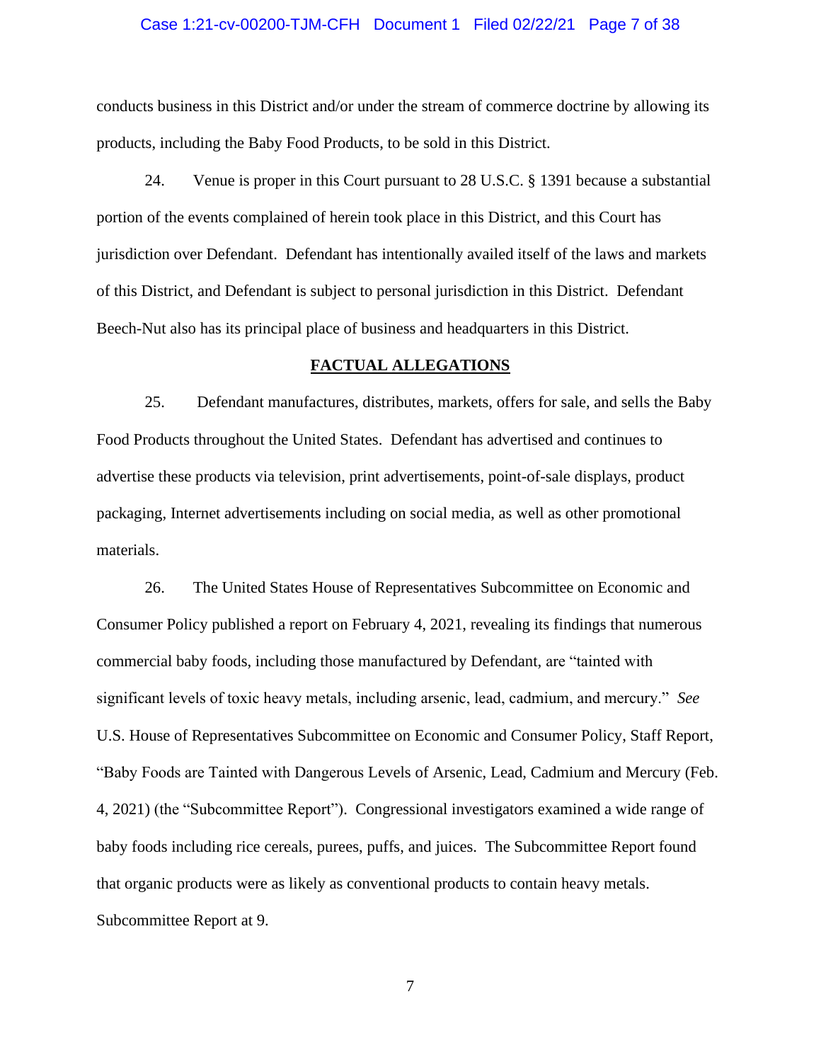conducts business in this District and/or under the stream of commerce doctrine by allowing its products, including the Baby Food Products, to be sold in this District.

24. Venue is proper in this Court pursuant to 28 U.S.C. § 1391 because a substantial portion of the events complained of herein took place in this District, and this Court has jurisdiction over Defendant. Defendant has intentionally availed itself of the laws and markets of this District, and Defendant is subject to personal jurisdiction in this District. Defendant Beech-Nut also has its principal place of business and headquarters in this District.

## FACTUAL ALLEGATIONS

25. Defendant manufactures, distributes, markets, offers for sale, and sells the Baby Food Products throughout the United States. Defendant has advertised and continues to advertise these products via television, print advertisements, point-of-sale displays, product packaging, Internet advertisements including on social media, as well as other promotional materials.

26. The United States House of Representatives Subcommittee on Economic and Consumer Policy published a report on February 4, 2021, revealing its findings that numerous commercial baby foods, including those manufactured by Defendant, are "tainted with significant levels of toxic heavy metals, including arsenic, lead, cadmium, and mercury." *See* U.S. House of Representatives Subcommittee on Economic and Consumer Policy, Staff Report, "Baby Foods are Tainted with Dangerous Levels of Arsenic, Lead, Cadmium and Mercury (Feb. 4, 2021) (the "Subcommittee Report"). Congressional investigators examined a wide range of baby foods including rice cereals, purees, puffs, and juices. The Subcommittee Report found that organic products were as likely as conventional products to contain heavy metals. Subcommittee Report at 9.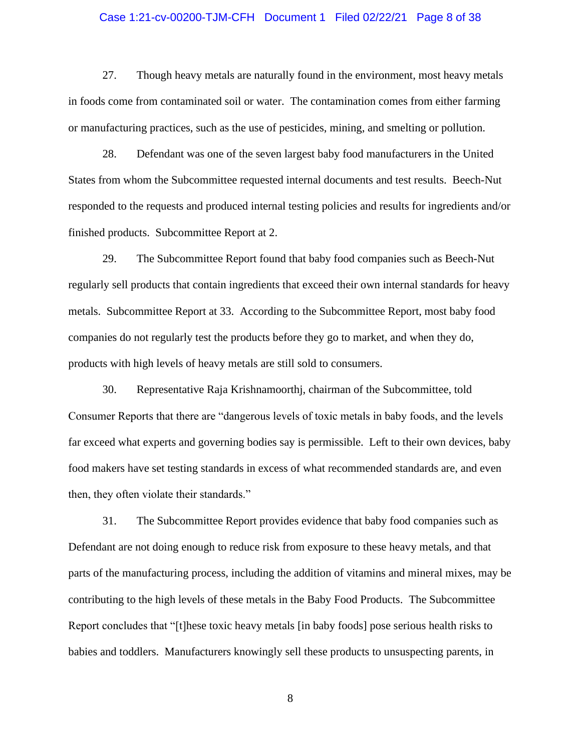27. Though heavy metals are naturally found in the environment, most heavy metals in foods come from contaminated soil or water. The contamination comes from either farming or manufacturing practices, such as the use of pesticides, mining, and smelting or pollution.

28. Defendant was one of the seven largest baby food manufacturers in the United States from whom the Subcommittee requested internal documents and test results. Beech-Nut responded to the requests and produced internal testing policies and results for ingredients and/or finished products. Subcommittee Report at 2.

29. The Subcommittee Report found that baby food companies such as Beech-Nut regularly sell products that contain ingredients that exceed their own internal standards for heavy metals. Subcommittee Report at 33. According to the Subcommittee Report, most baby food companies do not regularly test the products before they go to market, and when they do, products with high levels of heavy metals are still sold to consumers.

30. Representative Raja Krishnamoorthj, chairman of the Subcommittee, told Consumer Reports that there are "dangerous levels of toxic metals in baby foods, and the levels far exceed what experts and governing bodies say is permissible. Left to their own devices, baby food makers have set testing standards in excess of what recommended standards are, and even then, they often violate their standards."

31. The Subcommittee Report provides evidence that baby food companies such as Defendant are not doing enough to reduce risk from exposure to these heavy metals, and that parts of the manufacturing process, including the addition of vitamins and mineral mixes, may be contributing to the high levels of these metals in the Baby Food Products. The Subcommittee Report concludes that "[t]hese toxic heavy metals [in baby foods] pose serious health risks to babies and toddlers. Manufacturers knowingly sell these products to unsuspecting parents, in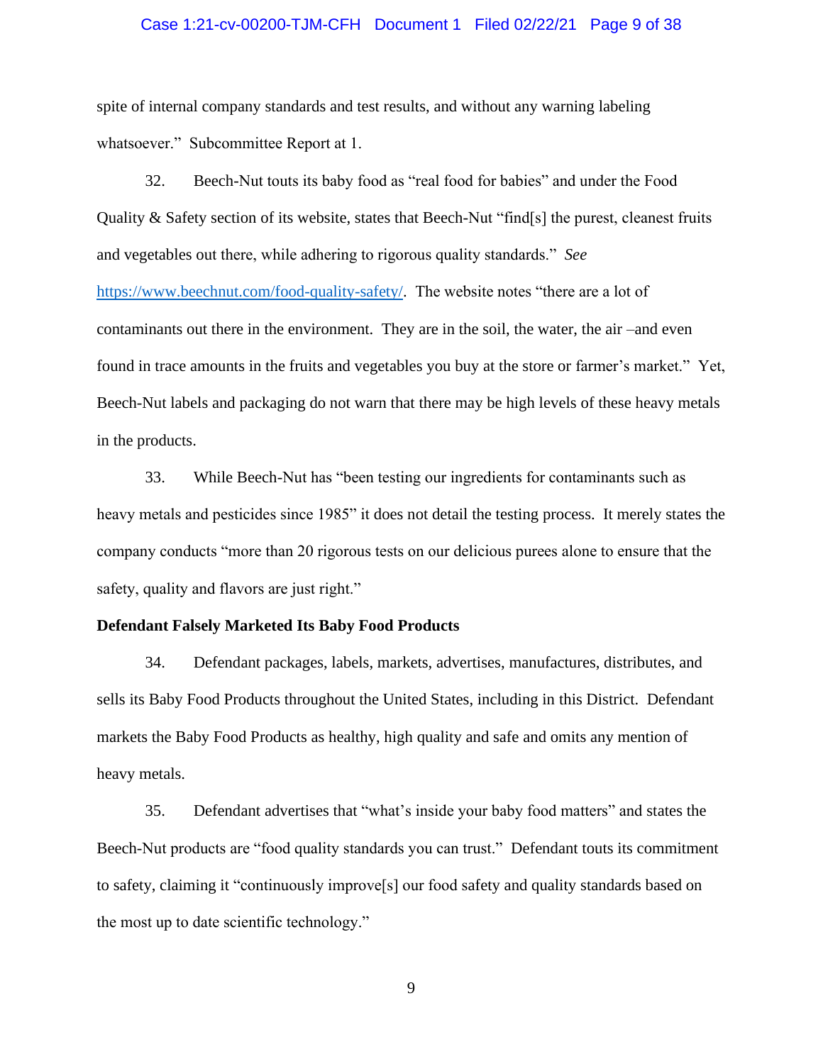spite of internal company standards and test results, and without any warning labeling whatsoever." Subcommittee Report at 1.

32. Beech-Nut touts its baby food as "real food for babies" and under the Food Quality & Safety section of its website, states that Beech-Nut "find[s] the purest, cleanest fruits and vegetables out there, while adhering to rigorous quality standards." *See* https://www.beechnut.com/food-quality-safety/. The website notes "there are a lot of contaminants out there in the environment. They are in the soil, the water, the air –and even found in trace amounts in the fruits and vegetables you buy at the store or farmer's market." Yet, Beech-Nut labels and packaging do not warn that there may be high levels of these heavy metals in the products.

33. While Beech-Nut has "been testing our ingredients for contaminants such as heavy metals and pesticides since 1985" it does not detail the testing process. It merely states the company conducts "more than 20 rigorous tests on our delicious purees alone to ensure that the safety, quality and flavors are just right."

**Defendant Falsely Marketed Its Baby Food Products**

34. Defendant packages, labels, markets, advertises, manufactures, distributes, and sells its Baby Food Products throughout the United States, including in this District. Defendant markets the Baby Food Products as healthy, high quality and safe and omits any mention of heavy metals.

35. Defendant advertises that "what's inside your baby food matters" and states the Beech-Nut products are "food quality standards you can trust." Defendant touts its commitment to safety, claiming it "continuously improve[s] our food safety and quality standards based on the most up to date scientific technology."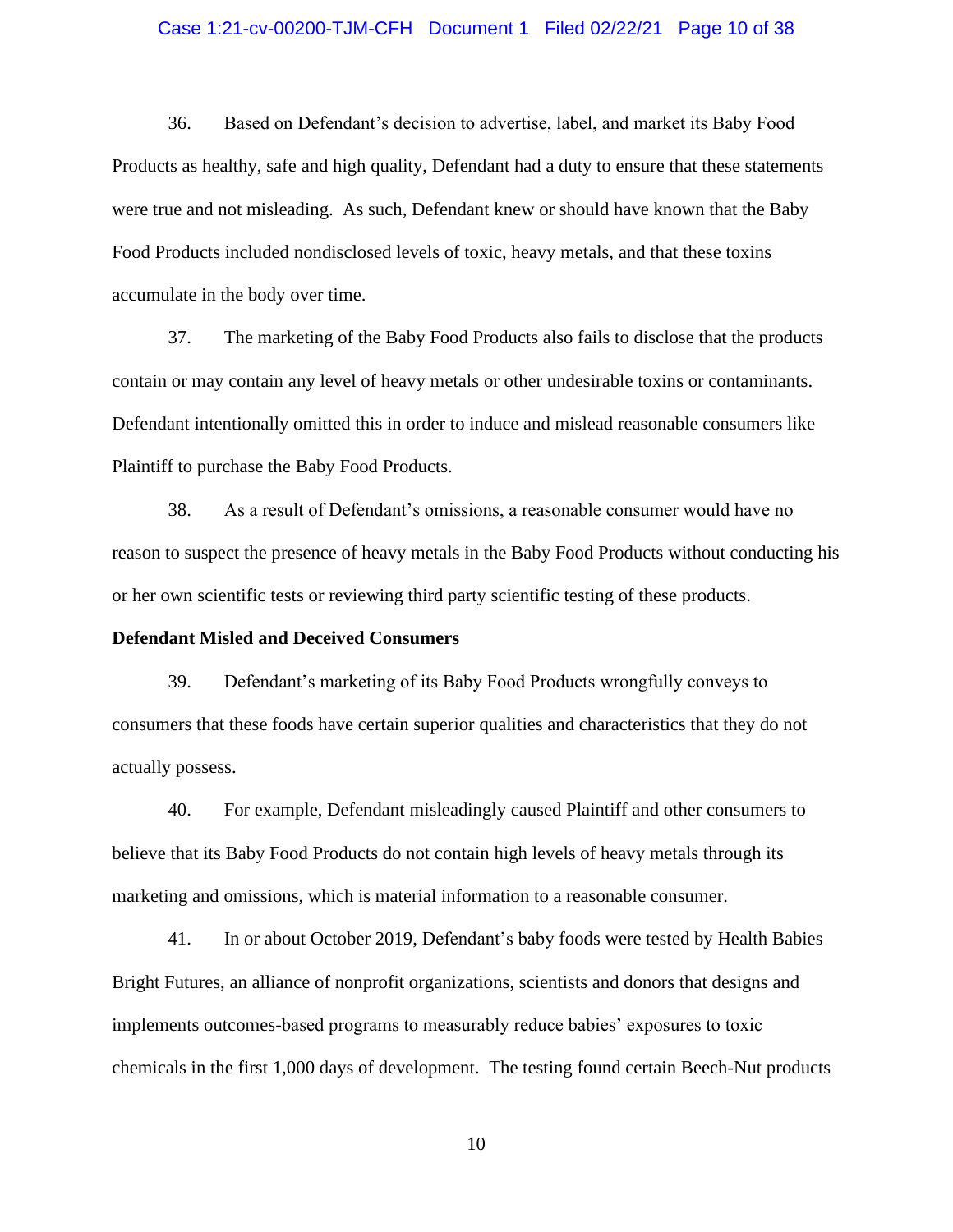36. Based on Defendant's decision to advertise, label, and market its Baby Food Products as healthy, safe and high quality, Defendant had a duty to ensure that these statements were true and not misleading. As such, Defendant knew or should have known that the Baby Food Products included nondisclosed levels of toxic, heavy metals, and that these toxins accumulate in the body over time.

37. The marketing of the Baby Food Products also fails to disclose that the products contain or may contain any level of heavy metals or other undesirable toxins or contaminants. Defendant intentionally omitted this in order to induce and mislead reasonable consumers like Plaintiff to purchase the Baby Food Products.

38. As a result of Defendant's omissions, a reasonable consumer would have no reason to suspect the presence of heavy metals in the Baby Food Products without conducting his or her own scientific tests or reviewing third party scientific testing of these products.

**Defendant Misled and Deceived Consumers**

39. Defendant's marketing of its Baby Food Products wrongfully conveys to consumers that these foods have certain superior qualities and characteristics that they do not actually possess.

40. For example, Defendant misleadingly caused Plaintiff and other consumers to believe that its Baby Food Products do not contain high levels of heavy metals through its marketing and omissions, which is material information to a reasonable consumer.

41. In or about October 2019, Defendant's baby foods were tested by Health Babies Bright Futures, an alliance of nonprofit organizations, scientists and donors that designs and implements outcomes-based programs to measurably reduce babies' exposures to toxic chemicals in the first 1,000 days of development. The testing found certain Beech-Nut products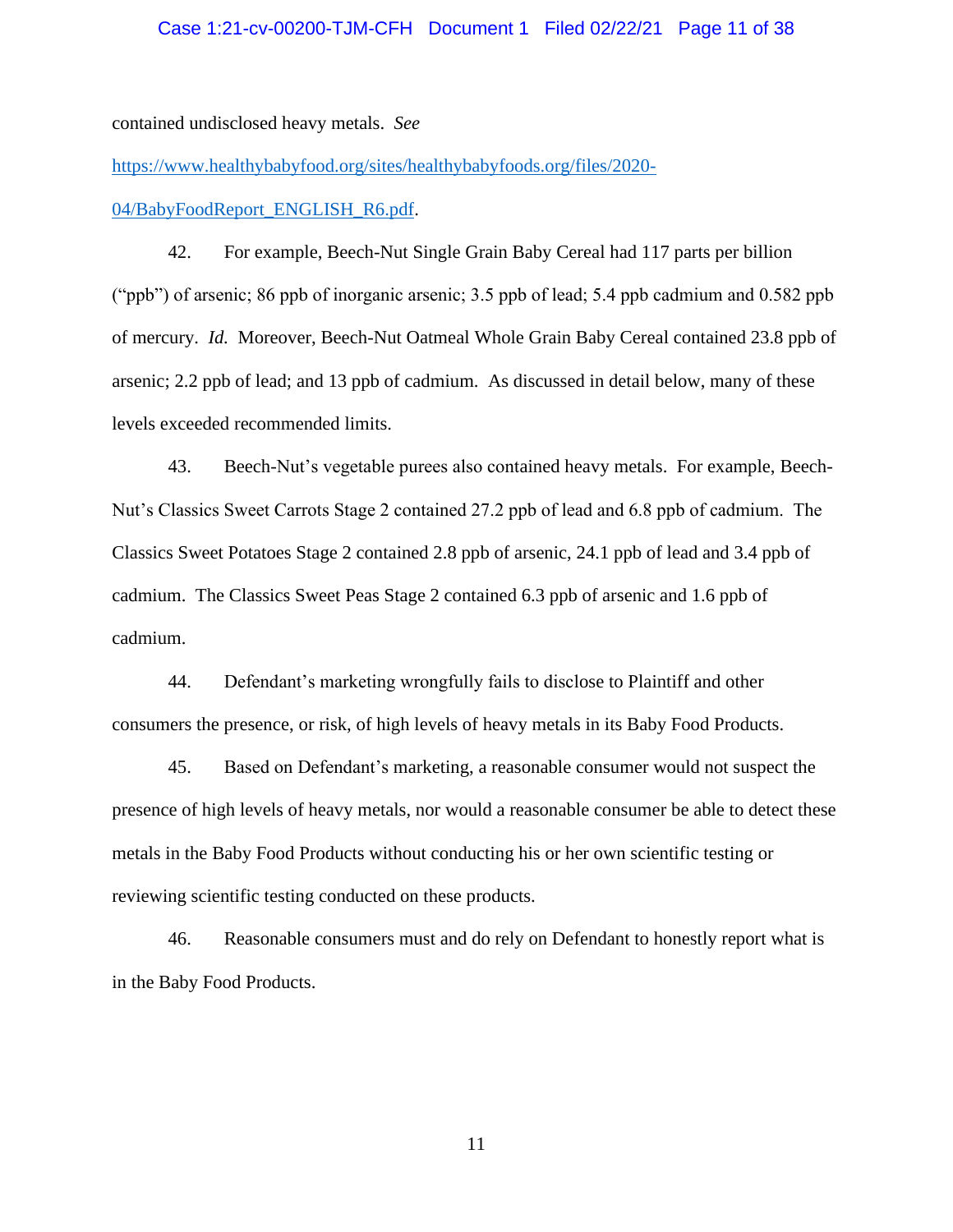contained undisclosed heavy metals. *See* https://www.healthybabyfood.org/sites/healthybabyfoods.org/files/2020-04/BabyFoodReport_ENGLISH_R6.pdf.

42. For example, Beech-Nut Single Grain Baby Cereal had 117 parts per billion ("ppb") of arsenic; 86 ppb of inorganic arsenic; 3.5 ppb of lead; 5.4 ppb cadmium and 0.582 ppb of mercury. *Id.* Moreover, Beech-Nut Oatmeal Whole Grain Baby Cereal contained 23.8 ppb of arsenic; 2.2 ppb of lead; and 13 ppb of cadmium. As discussed in detail below, many of these levels exceeded recommended limits.

43. Beech-Nut's vegetable purees also contained heavy metals. For example, Beech-Nut's Classics Sweet Carrots Stage 2 contained 27.2 ppb of lead and 6.8 ppb of cadmium. The Classics Sweet Potatoes Stage 2 contained 2.8 ppb of arsenic, 24.1 ppb of lead and 3.4 ppb of cadmium. The Classics Sweet Peas Stage 2 contained 6.3 ppb of arsenic and 1.6 ppb of cadmium.

44. Defendant's marketing wrongfully fails to disclose to Plaintiff and other consumers the presence, or risk, of high levels of heavy metals in its Baby Food Products.

45. Based on Defendant's marketing, a reasonable consumer would not suspect the presence of high levels of heavy metals, nor would a reasonable consumer be able to detect these metals in the Baby Food Products without conducting his or her own scientific testing or reviewing scientific testing conducted on these products.

46. Reasonable consumers must and do rely on Defendant to honestly report what is in the Baby Food Products.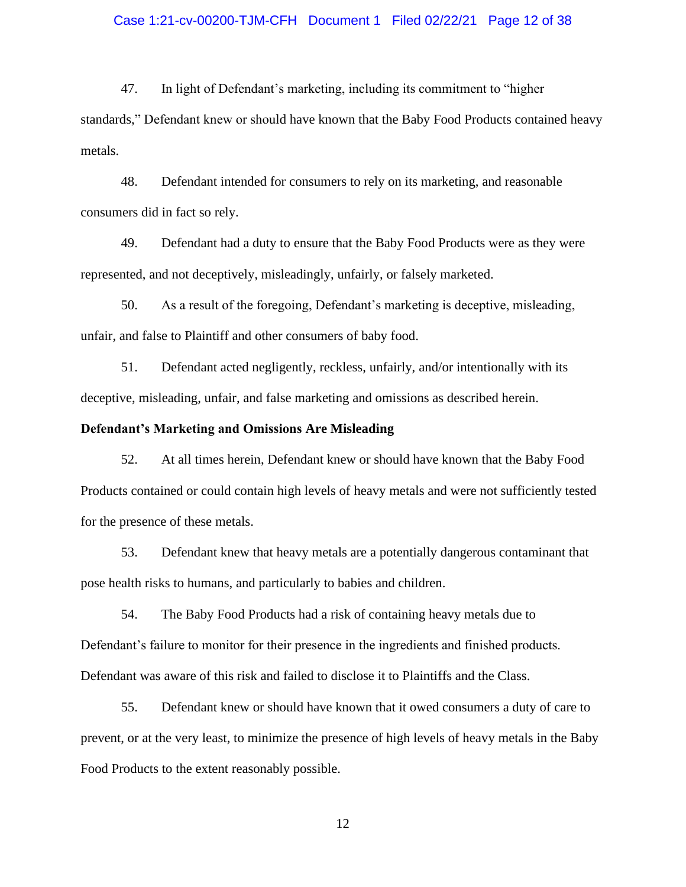47. In light of Defendant's marketing, including its commitment to "higher standards," Defendant knew or should have known that the Baby Food Products contained heavy metals.

48. Defendant intended for consumers to rely on its marketing, and reasonable consumers did in fact so rely.

49. Defendant had a duty to ensure that the Baby Food Products were as they were represented, and not deceptively, misleadingly, unfairly, or falsely marketed.

50. As a result of the foregoing, Defendant's marketing is deceptive, misleading, unfair, and false to Plaintiff and other consumers of baby food.

51. Defendant acted negligently, reckless, unfairly, and/or intentionally with its deceptive, misleading, unfair, and false marketing and omissions as described herein.

**Defendant's Marketing and Omissions Are Misleading**

52. At all times herein, Defendant knew or should have known that the Baby Food Products contained or could contain high levels of heavy metals and were not sufficiently tested for the presence of these metals.

53. Defendant knew that heavy metals are a potentially dangerous contaminant that pose health risks to humans, and particularly to babies and children.

54. The Baby Food Products had a risk of containing heavy metals due to Defendant's failure to monitor for their presence in the ingredients and finished products. Defendant was aware of this risk and failed to disclose it to Plaintiffs and the Class.

55. Defendant knew or should have known that it owed consumers a duty of care to prevent, or at the very least, to minimize the presence of high levels of heavy metals in the Baby Food Products to the extent reasonably possible.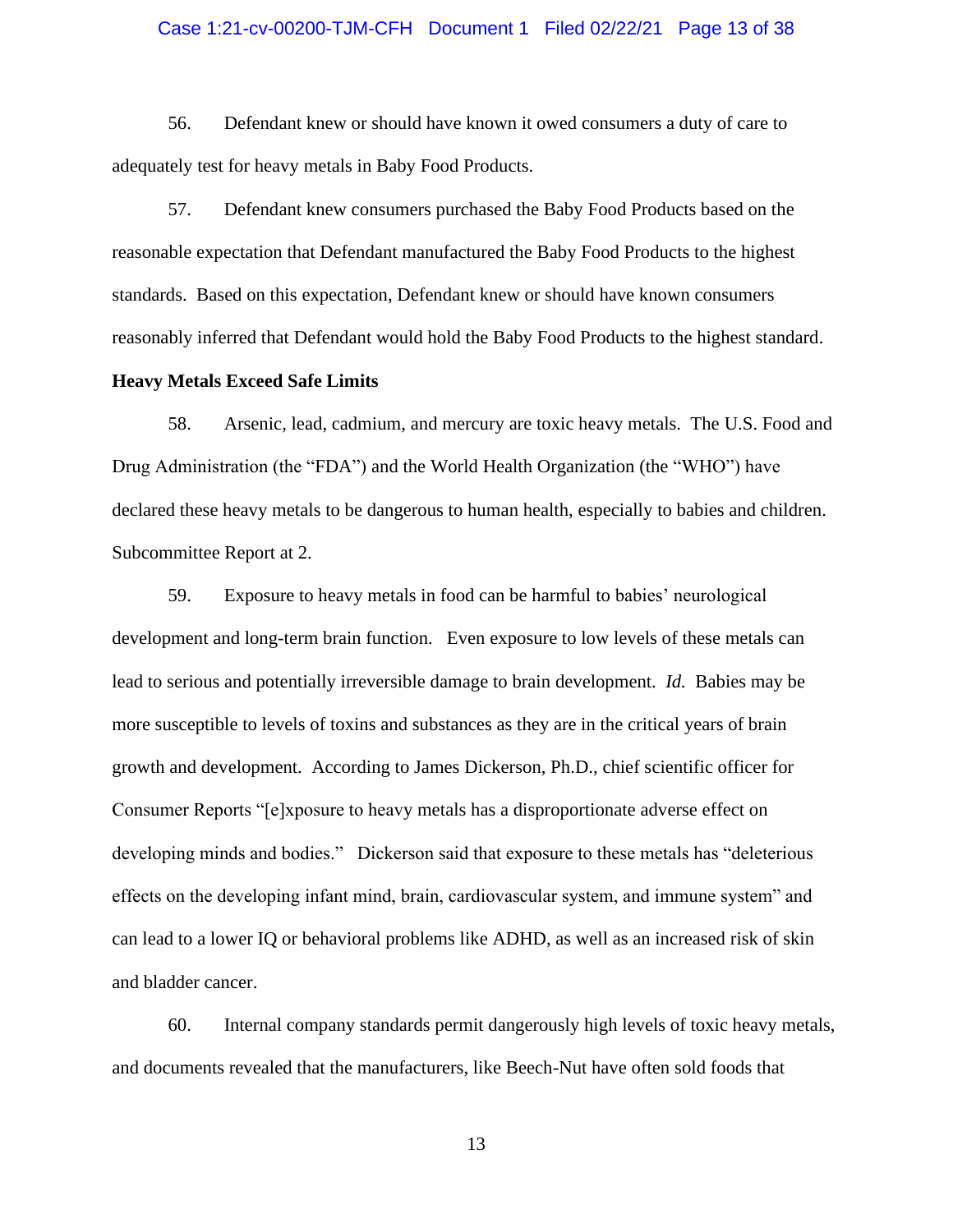56. Defendant knew or should have known it owed consumers a duty of care to adequately test for heavy metals in Baby Food Products.

57. Defendant knew consumers purchased the Baby Food Products based on the reasonable expectation that Defendant manufactured the Baby Food Products to the highest standards. Based on this expectation, Defendant knew or should have known consumers reasonably inferred that Defendant would hold the Baby Food Products to the highest standard.

**Heavy Metals Exceed Safe Limits**

58. Arsenic, lead, cadmium, and mercury are toxic heavy metals. The U.S. Food and Drug Administration (the "FDA") and the World Health Organization (the "WHO") have declared these heavy metals to be dangerous to human health, especially to babies and children. Subcommittee Report at 2.

59. Exposure to heavy metals in food can be harmful to babies' neurological development and long-term brain function. Even exposure to low levels of these metals can lead to serious and potentially irreversible damage to brain development. *Id.* Babies may be more susceptible to levels of toxins and substances as they are in the critical years of brain growth and development. According to James Dickerson, Ph.D., chief scientific officer for Consumer Reports "[e]xposure to heavy metals has a disproportionate adverse effect on developing minds and bodies." Dickerson said that exposure to these metals has "deleterious effects on the developing infant mind, brain, cardiovascular system, and immune system" and can lead to a lower IQ or behavioral problems like ADHD, as well as an increased risk of skin and bladder cancer.

60. Internal company standards permit dangerously high levels of toxic heavy metals, and documents revealed that the manufacturers, like Beech-Nut have often sold foods that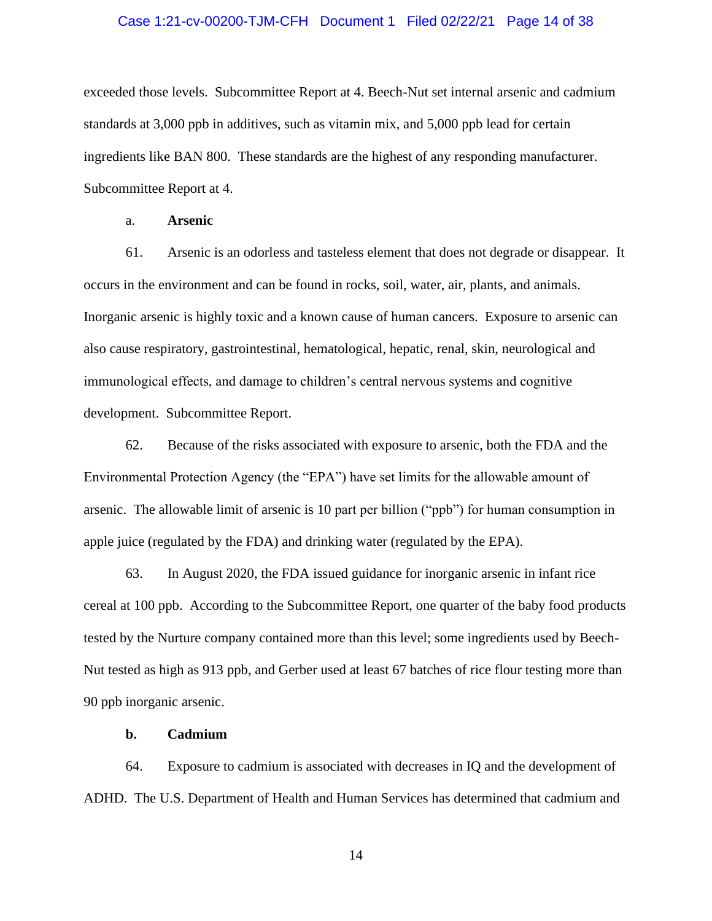exceeded those levels. Subcommittee Report at 4. Beech-Nut set internal arsenic and cadmium standards at 3,000 ppb in additives, such as vitamin mix, and 5,000 ppb lead for certain ingredients like BAN 800. These standards are the highest of any responding manufacturer. Subcommittee Report at 4.

a. **Arsenic**

61. Arsenic is an odorless and tasteless element that does not degrade or disappear. It occurs in the environment and can be found in rocks, soil, water, air, plants, and animals. Inorganic arsenic is highly toxic and a known cause of human cancers. Exposure to arsenic can also cause respiratory, gastrointestinal, hematological, hepatic, renal, skin, neurological and immunological effects, and damage to children's central nervous systems and cognitive development. Subcommittee Report.

62. Because of the risks associated with exposure to arsenic, both the FDA and the Environmental Protection Agency (the "EPA") have set limits for the allowable amount of arsenic. The allowable limit of arsenic is 10 part per billion ("ppb") for human consumption in apple juice (regulated by the FDA) and drinking water (regulated by the EPA).

63. In August 2020, the FDA issued guidance for inorganic arsenic in infant rice cereal at 100 ppb. According to the Subcommittee Report, one quarter of the baby food products tested by the Nurture company contained more than this level; some ingredients used by Beech-Nut tested as high as 913 ppb, and Gerber used at least 67 batches of rice flour testing more than 90 ppb inorganic arsenic.

**b. Cadmium**

64. Exposure to cadmium is associated with decreases in IQ and the development of ADHD. The U.S. Department of Health and Human Services has determined that cadmium and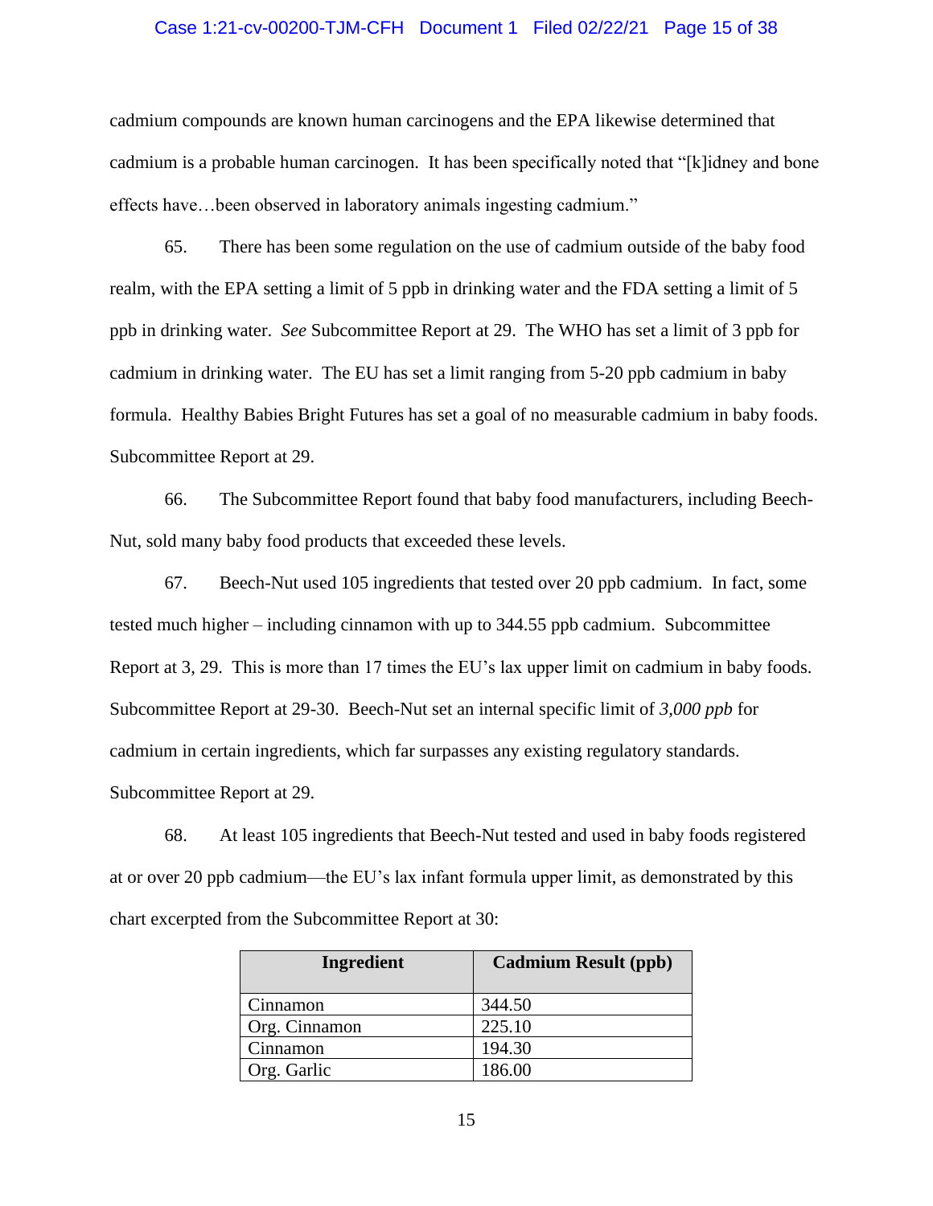cadmium compounds are known human carcinogens and the EPA likewise determined that cadmium is a probable human carcinogen. It has been specifically noted that "[k]idney and bone effects have…been observed in laboratory animals ingesting cadmium."

65. There has been some regulation on the use of cadmium outside of the baby food realm, with the EPA setting a limit of 5 ppb in drinking water and the FDA setting a limit of 5 ppb in drinking water. *See* Subcommittee Report at 29. The WHO has set a limit of 3 ppb for cadmium in drinking water. The EU has set a limit ranging from 5-20 ppb cadmium in baby formula. Healthy Babies Bright Futures has set a goal of no measurable cadmium in baby foods. Subcommittee Report at 29.

66. The Subcommittee Report found that baby food manufacturers, including Beech-Nut, sold many baby food products that exceeded these levels.

67. Beech-Nut used 105 ingredients that tested over 20 ppb cadmium. In fact, some tested much higher – including cinnamon with up to 344.55 ppb cadmium. Subcommittee Report at 3, 29. This is more than 17 times the EU's lax upper limit on cadmium in baby foods. Subcommittee Report at 29-30. Beech-Nut set an internal specific limit of *3,000 ppb* for cadmium in certain ingredients, which far surpasses any existing regulatory standards. Subcommittee Report at 29.

68. At least 105 ingredients that Beech-Nut tested and used in baby foods registered at or over 20 ppb cadmium—the EU's lax infant formula upper limit, as demonstrated by this chart excerpted from the Subcommittee Report at 30:

| Ingredient | Cadmium Result (ppb) |
|---|---|
| Cinnamon | 344.50 |
| Org. Cinnamon | 225.10 |
| Cinnamon | 194.30 |
| Org. Garlic | 186.00 |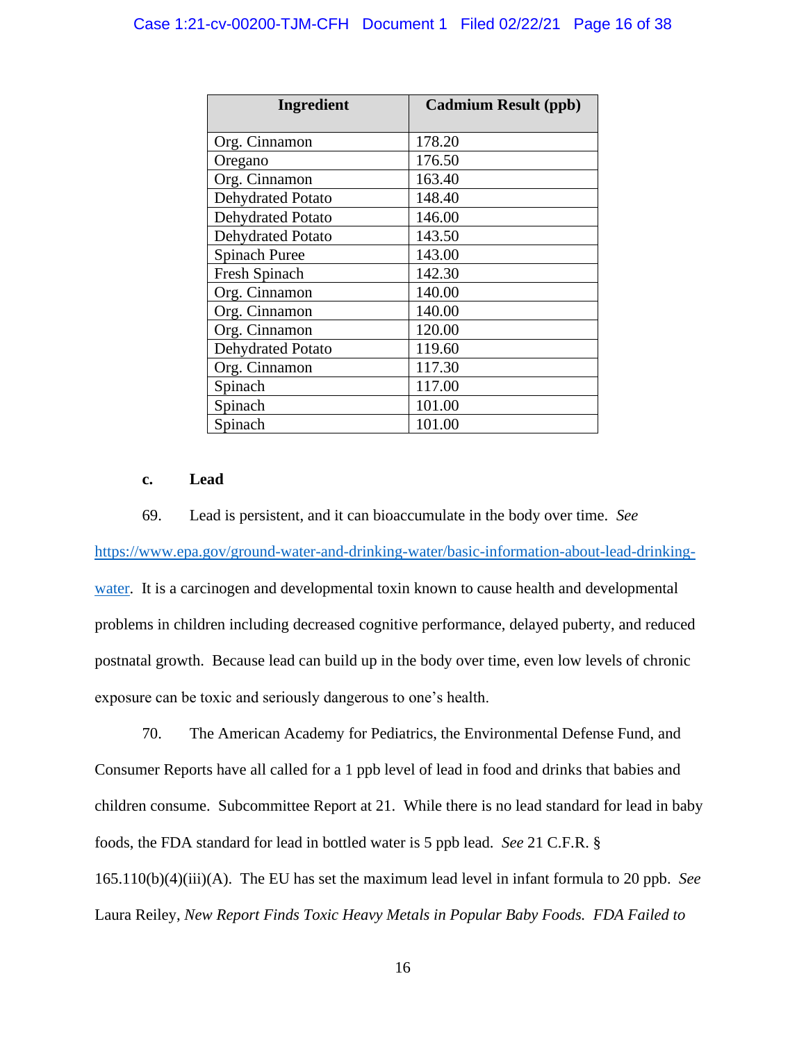| Ingredient | Cadmium Result (ppb) |
|---|---|
| Org. Cinnamon | 178.20 |
| Oregano | 176.50 |
| Org. Cinnamon | 163.40 |
| Dehydrated Potato | 148.40 |
| Dehydrated Potato | 146.00 |
| Dehydrated Potato | 143.50 |
| Spinach Puree | 143.00 |
| Fresh Spinach | 142.30 |
| Org. Cinnamon | 140.00 |
| Org. Cinnamon | 140.00 |
| Org. Cinnamon | 120.00 |
| Dehydrated Potato | 119.60 |
| Org. Cinnamon | 117.30 |
| Spinach | 117.00 |
| Spinach | 101.00 |
| Spinach | 101.00 |

**c. Lead**

69. Lead is persistent, and it can bioaccumulate in the body over time. *See* https://www.epa.gov/ground-water-and-drinking-water/basic-information-about-lead-drinking-water. It is a carcinogen and developmental toxin known to cause health and developmental problems in children including decreased cognitive performance, delayed puberty, and reduced postnatal growth. Because lead can build up in the body over time, even low levels of chronic exposure can be toxic and seriously dangerous to one's health.

70. The American Academy for Pediatrics, the Environmental Defense Fund, and Consumer Reports have all called for a 1 ppb level of lead in food and drinks that babies and children consume. Subcommittee Report at 21. While there is no lead standard for lead in baby foods, the FDA standard for lead in bottled water is 5 ppb lead. *See* 21 C.F.R. § 165.110(b)(4)(iii)(A). The EU has set the maximum lead level in infant formula to 20 ppb. *See* Laura Reiley, *New Report Finds Toxic Heavy Metals in Popular Baby Foods. FDA Failed to*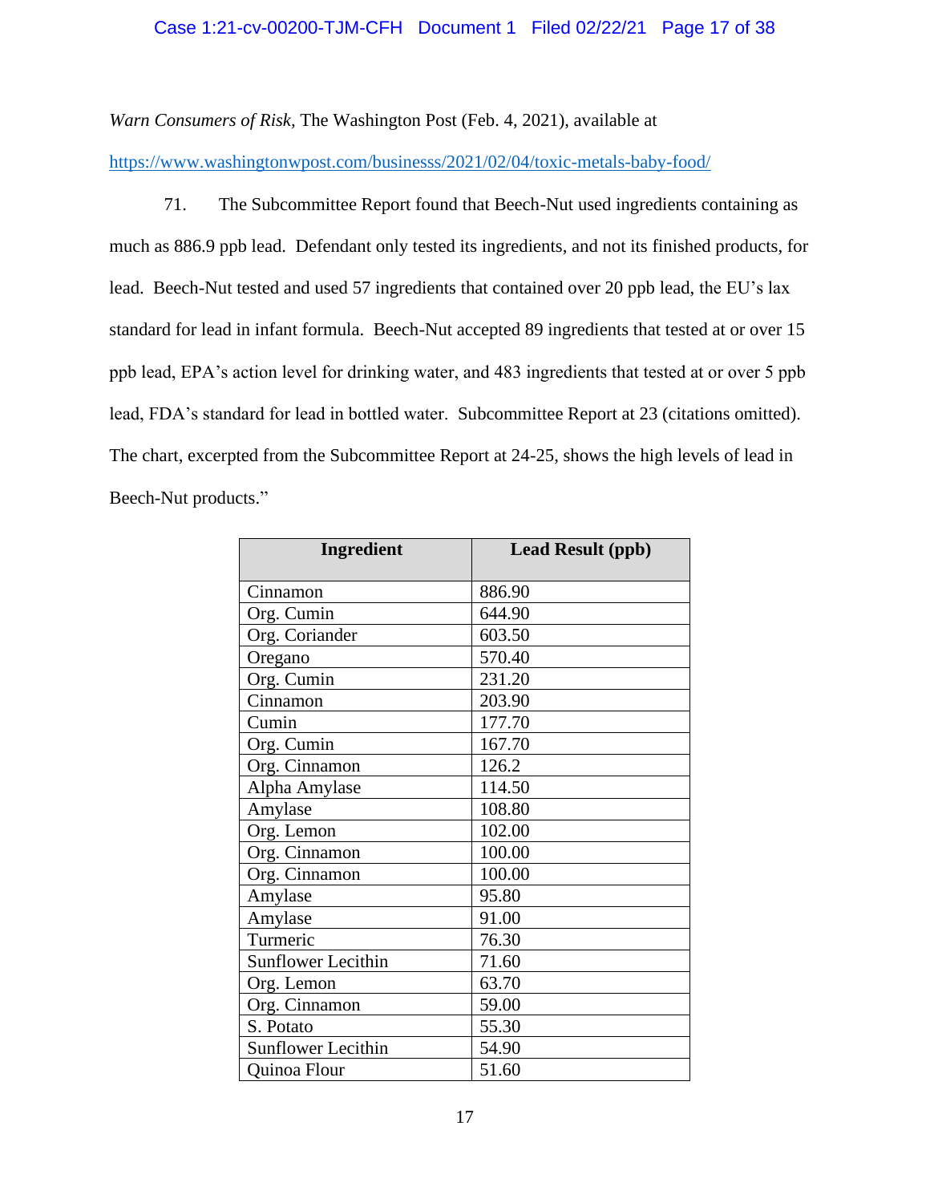*Warn Consumers of Risk*, The Washington Post (Feb. 4, 2021), available at https://www.washingtonwpost.com/businesss/2021/02/04/toxic-metals-baby-food/

71. The Subcommittee Report found that Beech-Nut used ingredients containing as much as 886.9 ppb lead. Defendant only tested its ingredients, and not its finished products, for lead. Beech-Nut tested and used 57 ingredients that contained over 20 ppb lead, the EU's lax standard for lead in infant formula. Beech-Nut accepted 89 ingredients that tested at or over 15 ppb lead, EPA's action level for drinking water, and 483 ingredients that tested at or over 5 ppb lead, FDA's standard for lead in bottled water. Subcommittee Report at 23 (citations omitted). The chart, excerpted from the Subcommittee Report at 24-25, shows the high levels of lead in Beech-Nut products."

| Ingredient | Lead Result (ppb) |
|---|---|
| Cinnamon | 886.90 |
| Org. Cumin | 644.90 |
| Org. Coriander | 603.50 |
| Oregano | 570.40 |
| Org. Cumin | 231.20 |
| Cinnamon | 203.90 |
| Cumin | 177.70 |
| Org. Cumin | 167.70 |
| Org. Cinnamon | 126.2 |
| Alpha Amylase | 114.50 |
| Amylase | 108.80 |
| Org. Lemon | 102.00 |
| Org. Cinnamon | 100.00 |
| Org. Cinnamon | 100.00 |
| Amylase | 95.80 |
| Amylase | 91.00 |
| Turmeric | 76.30 |
| Sunflower Lecithin | 71.60 |
| Org. Lemon | 63.70 |
| Org. Cinnamon | 59.00 |
| S. Potato | 55.30 |
| Sunflower Lecithin | 54.90 |
| Quinoa Flour | 51.60 |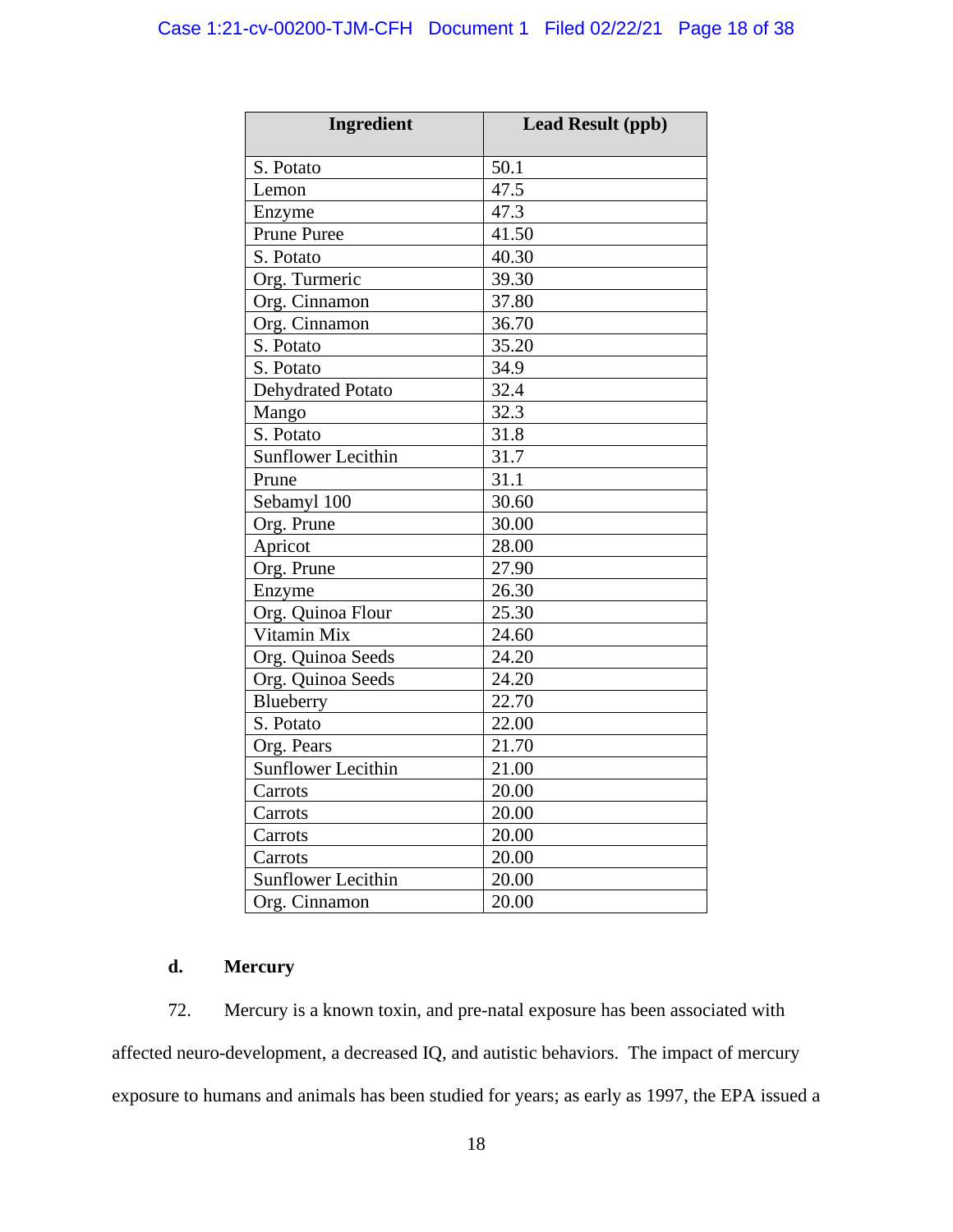| Ingredient | Lead Result (ppb) |
|---|---|
| S. Potato | 50.1 |
| Lemon | 47.5 |
| Enzyme | 47.3 |
| Prune Puree | 41.50 |
| S. Potato | 40.30 |
| Org. Turmeric | 39.30 |
| Org. Cinnamon | 37.80 |
| Org. Cinnamon | 36.70 |
| S. Potato | 35.20 |
| S. Potato | 34.9 |
| Dehydrated Potato | 32.4 |
| Mango | 32.3 |
| S. Potato | 31.8 |
| Sunflower Lecithin | 31.7 |
| Prune | 31.1 |
| Sebamyl 100 | 30.60 |
| Org. Prune | 30.00 |
| Apricot | 28.00 |
| Org. Prune | 27.90 |
| Enzyme | 26.30 |
| Org. Quinoa Flour | 25.30 |
| Vitamin Mix | 24.60 |
| Org. Quinoa Seeds | 24.20 |
| Org. Quinoa Seeds | 24.20 |
| Blueberry | 22.70 |
| S. Potato | 22.00 |
| Org. Pears | 21.70 |
| Sunflower Lecithin | 21.00 |
| Carrots | 20.00 |
| Carrots | 20.00 |
| Carrots | 20.00 |
| Carrots | 20.00 |
| Sunflower Lecithin | 20.00 |
| Org. Cinnamon | 20.00 |

### d. Mercury

72. Mercury is a known toxin, and pre-natal exposure has been associated with affected neuro-development, a decreased IQ, and autistic behaviors. The impact of mercury exposure to humans and animals has been studied for years; as early as 1997, the EPA issued a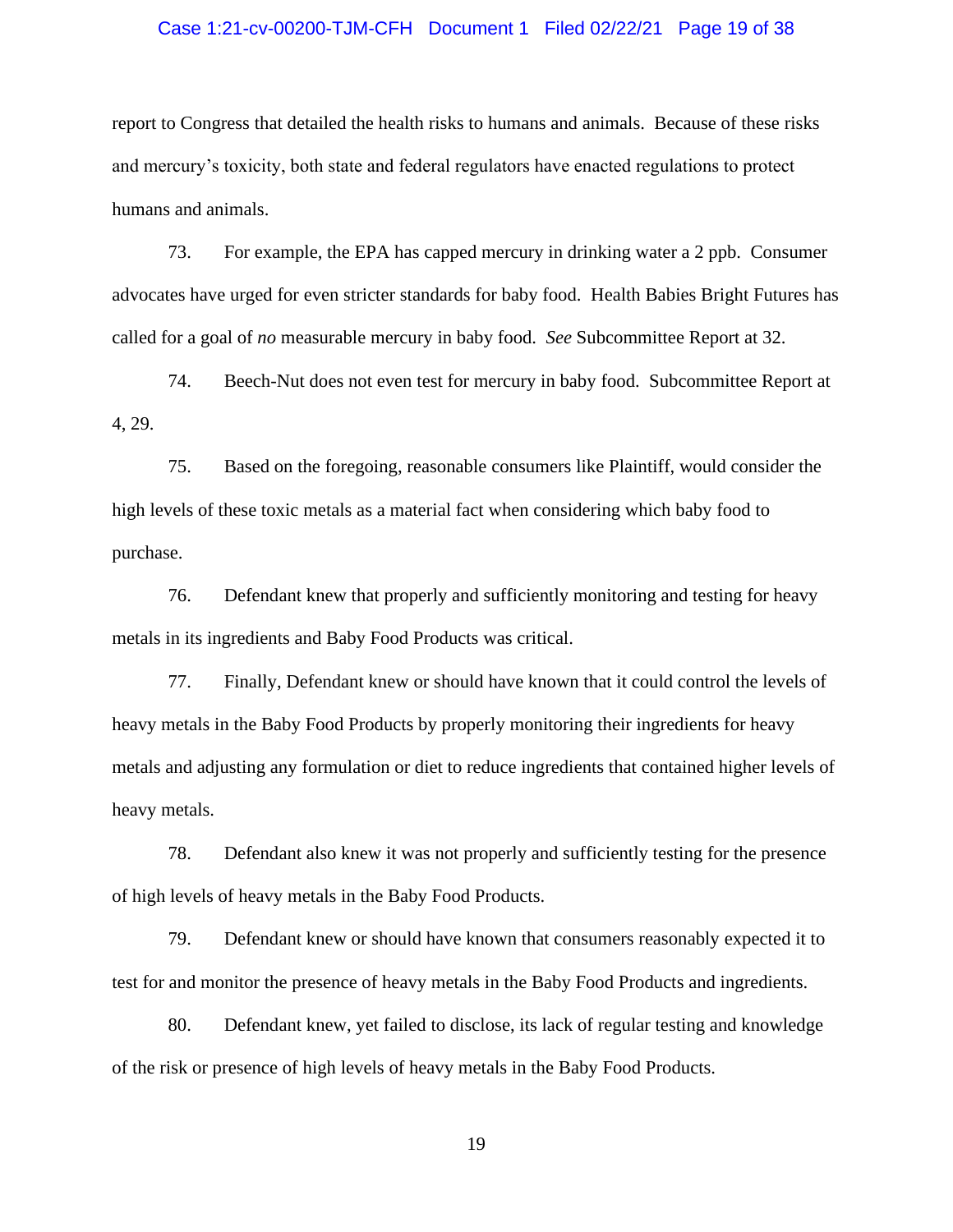report to Congress that detailed the health risks to humans and animals. Because of these risks and mercury's toxicity, both state and federal regulators have enacted regulations to protect humans and animals.

73. For example, the EPA has capped mercury in drinking water a 2 ppb. Consumer advocates have urged for even stricter standards for baby food. Health Babies Bright Futures has called for a goal of *no* measurable mercury in baby food. *See* Subcommittee Report at 32.

74. Beech-Nut does not even test for mercury in baby food. Subcommittee Report at 4, 29.

75. Based on the foregoing, reasonable consumers like Plaintiff, would consider the high levels of these toxic metals as a material fact when considering which baby food to purchase.

76. Defendant knew that properly and sufficiently monitoring and testing for heavy metals in its ingredients and Baby Food Products was critical.

77. Finally, Defendant knew or should have known that it could control the levels of heavy metals in the Baby Food Products by properly monitoring their ingredients for heavy metals and adjusting any formulation or diet to reduce ingredients that contained higher levels of heavy metals.

78. Defendant also knew it was not properly and sufficiently testing for the presence of high levels of heavy metals in the Baby Food Products.

79. Defendant knew or should have known that consumers reasonably expected it to test for and monitor the presence of heavy metals in the Baby Food Products and ingredients.

80. Defendant knew, yet failed to disclose, its lack of regular testing and knowledge of the risk or presence of high levels of heavy metals in the Baby Food Products.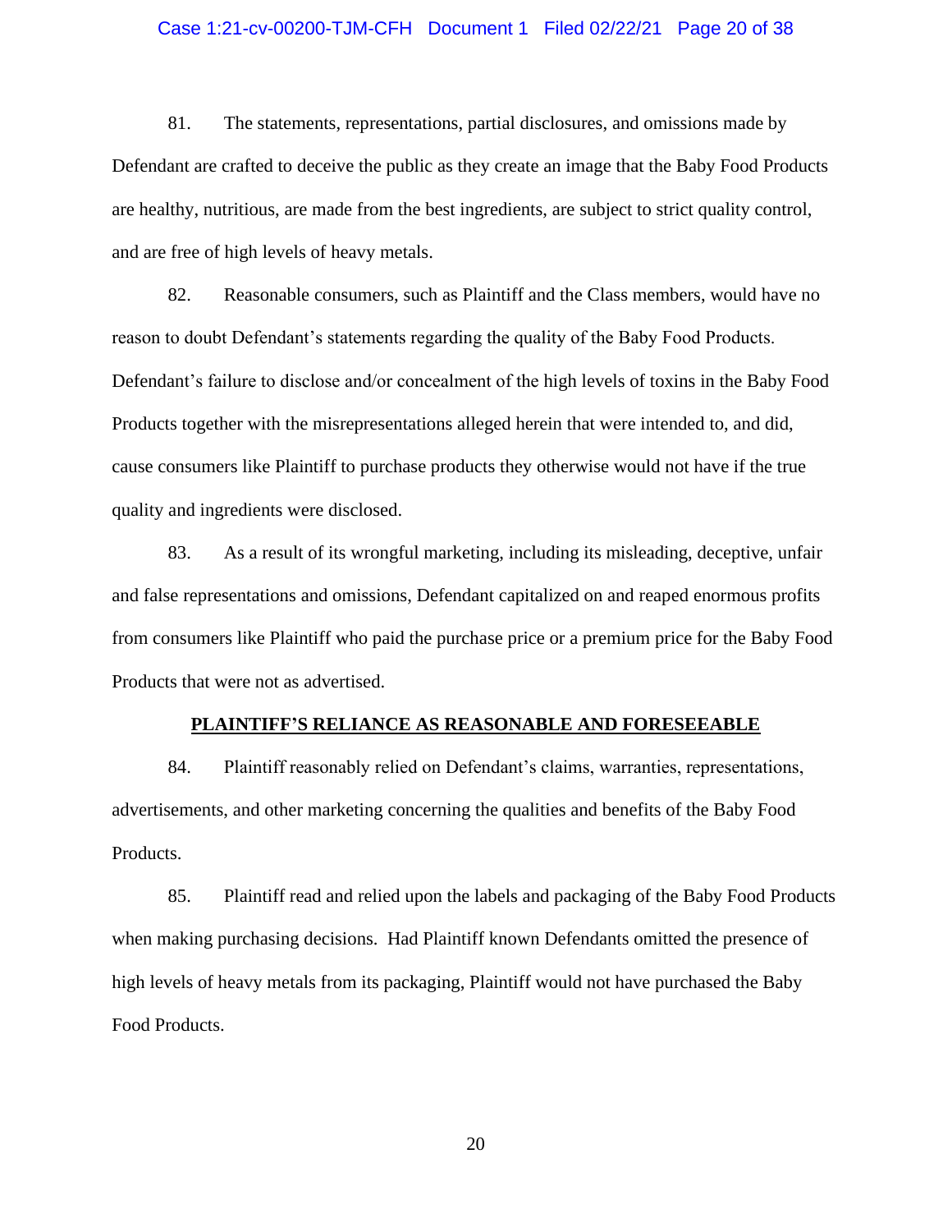81. The statements, representations, partial disclosures, and omissions made by Defendant are crafted to deceive the public as they create an image that the Baby Food Products are healthy, nutritious, are made from the best ingredients, are subject to strict quality control, and are free of high levels of heavy metals.

82. Reasonable consumers, such as Plaintiff and the Class members, would have no reason to doubt Defendant's statements regarding the quality of the Baby Food Products. Defendant's failure to disclose and/or concealment of the high levels of toxins in the Baby Food Products together with the misrepresentations alleged herein that were intended to, and did, cause consumers like Plaintiff to purchase products they otherwise would not have if the true quality and ingredients were disclosed.

83. As a result of its wrongful marketing, including its misleading, deceptive, unfair and false representations and omissions, Defendant capitalized on and reaped enormous profits from consumers like Plaintiff who paid the purchase price or a premium price for the Baby Food Products that were not as advertised.

## PLAINTIFF'S RELIANCE AS REASONABLE AND FORESEEABLE

84. Plaintiff reasonably relied on Defendant's claims, warranties, representations, advertisements, and other marketing concerning the qualities and benefits of the Baby Food Products.

85. Plaintiff read and relied upon the labels and packaging of the Baby Food Products when making purchasing decisions. Had Plaintiff known Defendants omitted the presence of high levels of heavy metals from its packaging, Plaintiff would not have purchased the Baby Food Products.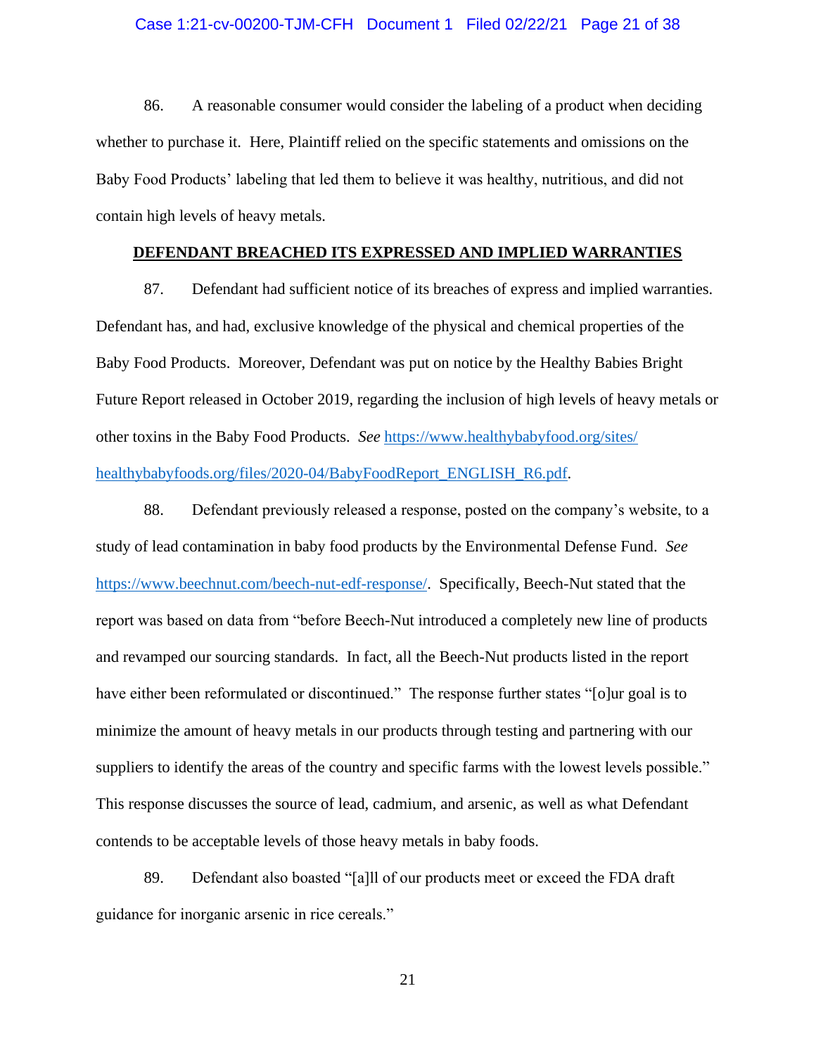86. A reasonable consumer would consider the labeling of a product when deciding whether to purchase it. Here, Plaintiff relied on the specific statements and omissions on the Baby Food Products' labeling that led them to believe it was healthy, nutritious, and did not contain high levels of heavy metals.

## DEFENDANT BREACHED ITS EXPRESSED AND IMPLIED WARRANTIES

87. Defendant had sufficient notice of its breaches of express and implied warranties. Defendant has, and had, exclusive knowledge of the physical and chemical properties of the Baby Food Products. Moreover, Defendant was put on notice by the Healthy Babies Bright Future Report released in October 2019, regarding the inclusion of high levels of heavy metals or other toxins in the Baby Food Products. *See* https://www.healthybabyfood.org/sites/healthybabyfoods.org/files/2020-04/BabyFoodReport_ENGLISH_R6.pdf.

88. Defendant previously released a response, posted on the company's website, to a study of lead contamination in baby food products by the Environmental Defense Fund. *See* https://www.beechnut.com/beech-nut-edf-response/. Specifically, Beech-Nut stated that the report was based on data from "before Beech-Nut introduced a completely new line of products and revamped our sourcing standards. In fact, all the Beech-Nut products listed in the report have either been reformulated or discontinued." The response further states "[o]ur goal is to minimize the amount of heavy metals in our products through testing and partnering with our suppliers to identify the areas of the country and specific farms with the lowest levels possible." This response discusses the source of lead, cadmium, and arsenic, as well as what Defendant contends to be acceptable levels of those heavy metals in baby foods.

89. Defendant also boasted "[a]ll of our products meet or exceed the FDA draft guidance for inorganic arsenic in rice cereals."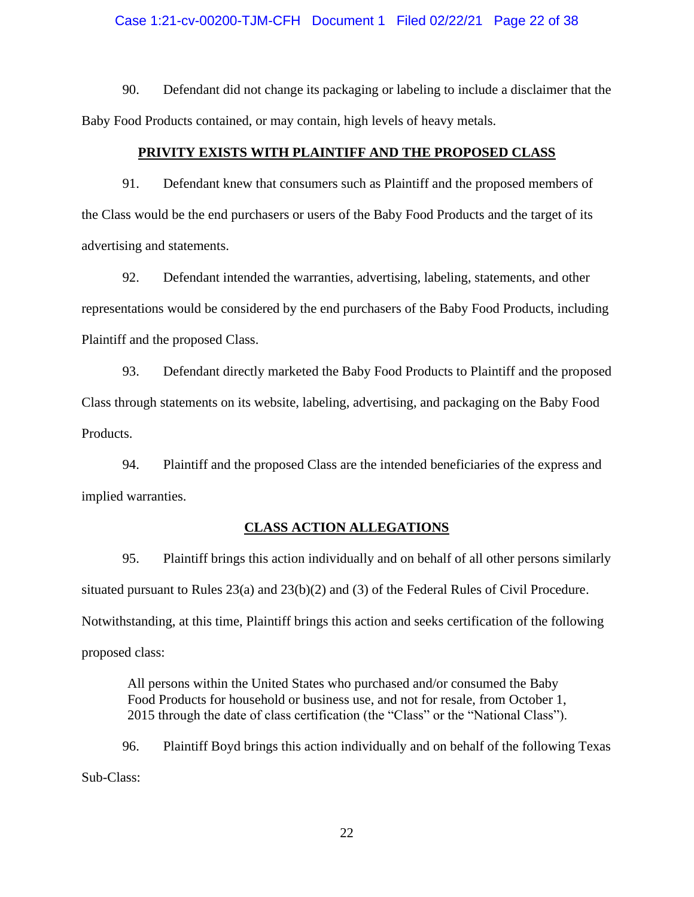90. Defendant did not change its packaging or labeling to include a disclaimer that the Baby Food Products contained, or may contain, high levels of heavy metals.

## PRIVITY EXISTS WITH PLAINTIFF AND THE PROPOSED CLASS

91. Defendant knew that consumers such as Plaintiff and the proposed members of the Class would be the end purchasers or users of the Baby Food Products and the target of its advertising and statements.

92. Defendant intended the warranties, advertising, labeling, statements, and other representations would be considered by the end purchasers of the Baby Food Products, including Plaintiff and the proposed Class.

93. Defendant directly marketed the Baby Food Products to Plaintiff and the proposed Class through statements on its website, labeling, advertising, and packaging on the Baby Food Products.

94. Plaintiff and the proposed Class are the intended beneficiaries of the express and implied warranties.

## CLASS ACTION ALLEGATIONS

95. Plaintiff brings this action individually and on behalf of all other persons similarly situated pursuant to Rules 23(a) and 23(b)(2) and (3) of the Federal Rules of Civil Procedure. Notwithstanding, at this time, Plaintiff brings this action and seeks certification of the following proposed class:

> All persons within the United States who purchased and/or consumed the Baby Food Products for household or business use, and not for resale, from October 1, 2015 through the date of class certification (the "Class" or the "National Class").

96. Plaintiff Boyd brings this action individually and on behalf of the following Texas Sub-Class: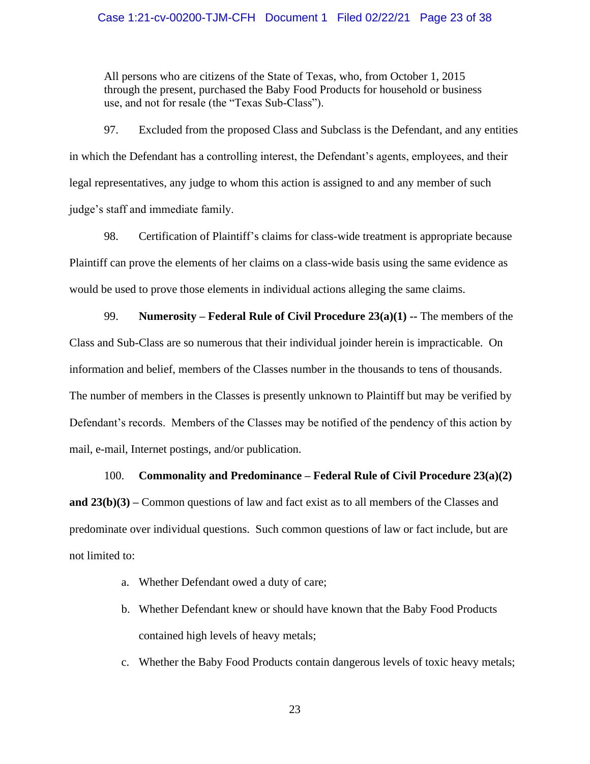> All persons who are citizens of the State of Texas, who, from October 1, 2015 through the present, purchased the Baby Food Products for household or business use, and not for resale (the "Texas Sub-Class").

97. Excluded from the proposed Class and Subclass is the Defendant, and any entities in which the Defendant has a controlling interest, the Defendant's agents, employees, and their legal representatives, any judge to whom this action is assigned to and any member of such judge's staff and immediate family.

98. Certification of Plaintiff's claims for class-wide treatment is appropriate because Plaintiff can prove the elements of her claims on a class-wide basis using the same evidence as would be used to prove those elements in individual actions alleging the same claims.

99. **Numerosity – Federal Rule of Civil Procedure 23(a)(1) --** The members of the Class and Sub-Class are so numerous that their individual joinder herein is impracticable. On information and belief, members of the Classes number in the thousands to tens of thousands. The number of members in the Classes is presently unknown to Plaintiff but may be verified by Defendant's records. Members of the Classes may be notified of the pendency of this action by mail, e-mail, Internet postings, and/or publication.

100. **Commonality and Predominance – Federal Rule of Civil Procedure 23(a)(2) and 23(b)(3) –** Common questions of law and fact exist as to all members of the Classes and predominate over individual questions. Such common questions of law or fact include, but are not limited to:

a. Whether Defendant owed a duty of care;

b. Whether Defendant knew or should have known that the Baby Food Products contained high levels of heavy metals;

c. Whether the Baby Food Products contain dangerous levels of toxic heavy metals;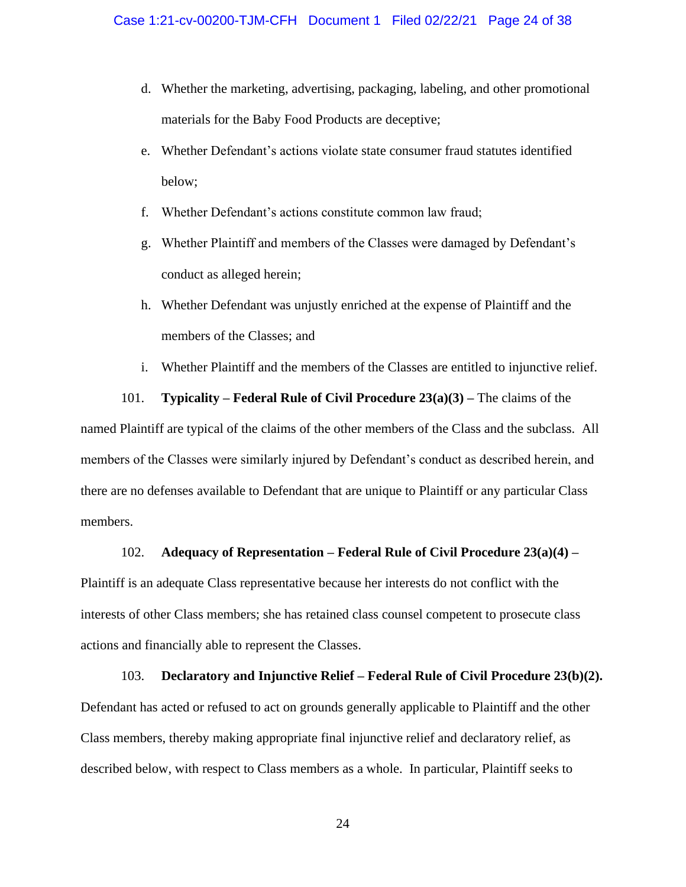d. Whether the marketing, advertising, packaging, labeling, and other promotional materials for the Baby Food Products are deceptive;

e. Whether Defendant's actions violate state consumer fraud statutes identified below;

f. Whether Defendant's actions constitute common law fraud;

g. Whether Plaintiff and members of the Classes were damaged by Defendant's conduct as alleged herein;

h. Whether Defendant was unjustly enriched at the expense of Plaintiff and the members of the Classes; and

i. Whether Plaintiff and the members of the Classes are entitled to injunctive relief.

101. **Typicality – Federal Rule of Civil Procedure 23(a)(3) –** The claims of the named Plaintiff are typical of the claims of the other members of the Class and the subclass. All members of the Classes were similarly injured by Defendant's conduct as described herein, and there are no defenses available to Defendant that are unique to Plaintiff or any particular Class members.

102. **Adequacy of Representation – Federal Rule of Civil Procedure 23(a)(4) –** Plaintiff is an adequate Class representative because her interests do not conflict with the interests of other Class members; she has retained class counsel competent to prosecute class actions and financially able to represent the Classes.

103. **Declaratory and Injunctive Relief – Federal Rule of Civil Procedure 23(b)(2).** Defendant has acted or refused to act on grounds generally applicable to Plaintiff and the other Class members, thereby making appropriate final injunctive relief and declaratory relief, as described below, with respect to Class members as a whole. In particular, Plaintiff seeks to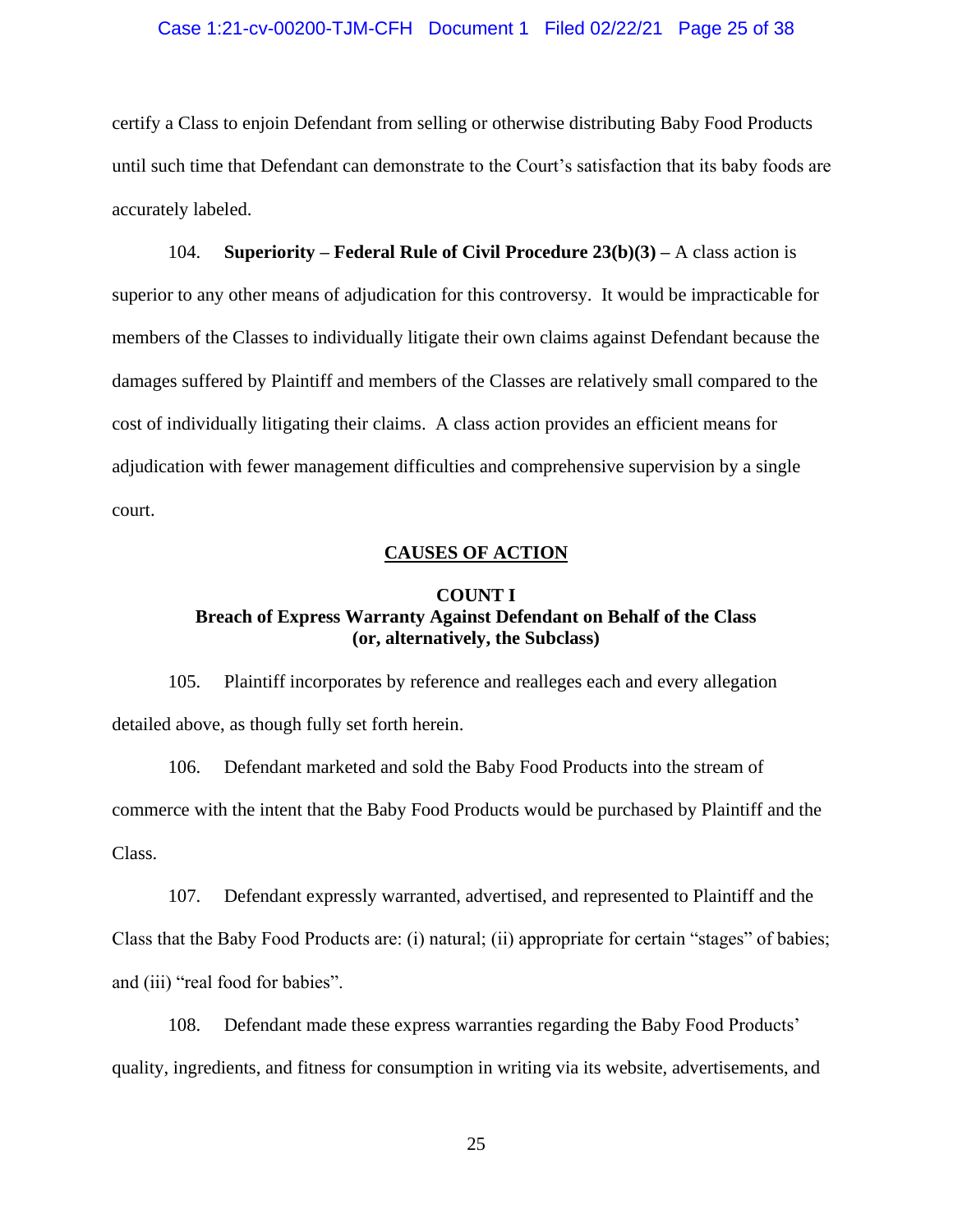certify a Class to enjoin Defendant from selling or otherwise distributing Baby Food Products until such time that Defendant can demonstrate to the Court's satisfaction that its baby foods are accurately labeled.

104. **Superiority – Federal Rule of Civil Procedure 23(b)(3) –** A class action is superior to any other means of adjudication for this controversy. It would be impracticable for members of the Classes to individually litigate their own claims against Defendant because the damages suffered by Plaintiff and members of the Classes are relatively small compared to the cost of individually litigating their claims. A class action provides an efficient means for adjudication with fewer management difficulties and comprehensive supervision by a single court.

## CAUSES OF ACTION

### COUNT I
### Breach of Express Warranty Against Defendant on Behalf of the Class (or, alternatively, the Subclass)

105. Plaintiff incorporates by reference and realleges each and every allegation detailed above, as though fully set forth herein.

106. Defendant marketed and sold the Baby Food Products into the stream of commerce with the intent that the Baby Food Products would be purchased by Plaintiff and the Class.

107. Defendant expressly warranted, advertised, and represented to Plaintiff and the Class that the Baby Food Products are: (i) natural; (ii) appropriate for certain "stages" of babies; and (iii) "real food for babies".

108. Defendant made these express warranties regarding the Baby Food Products' quality, ingredients, and fitness for consumption in writing via its website, advertisements, and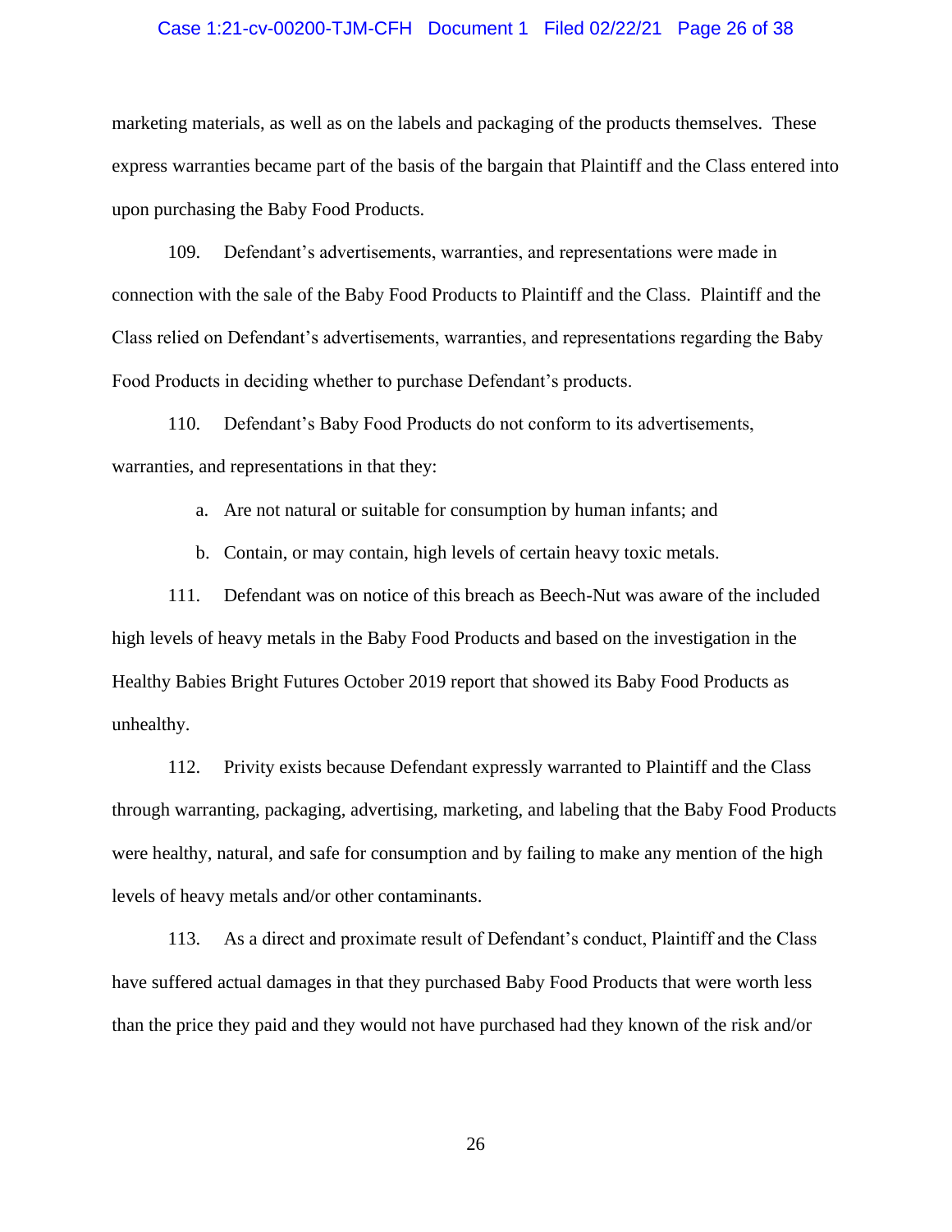marketing materials, as well as on the labels and packaging of the products themselves. These express warranties became part of the basis of the bargain that Plaintiff and the Class entered into upon purchasing the Baby Food Products.

109. Defendant's advertisements, warranties, and representations were made in connection with the sale of the Baby Food Products to Plaintiff and the Class. Plaintiff and the Class relied on Defendant's advertisements, warranties, and representations regarding the Baby Food Products in deciding whether to purchase Defendant's products.

110. Defendant's Baby Food Products do not conform to its advertisements, warranties, and representations in that they:

a. Are not natural or suitable for consumption by human infants; and

b. Contain, or may contain, high levels of certain heavy toxic metals.

111. Defendant was on notice of this breach as Beech-Nut was aware of the included high levels of heavy metals in the Baby Food Products and based on the investigation in the Healthy Babies Bright Futures October 2019 report that showed its Baby Food Products as unhealthy.

112. Privity exists because Defendant expressly warranted to Plaintiff and the Class through warranting, packaging, advertising, marketing, and labeling that the Baby Food Products were healthy, natural, and safe for consumption and by failing to make any mention of the high levels of heavy metals and/or other contaminants.

113. As a direct and proximate result of Defendant's conduct, Plaintiff and the Class have suffered actual damages in that they purchased Baby Food Products that were worth less than the price they paid and they would not have purchased had they known of the risk and/or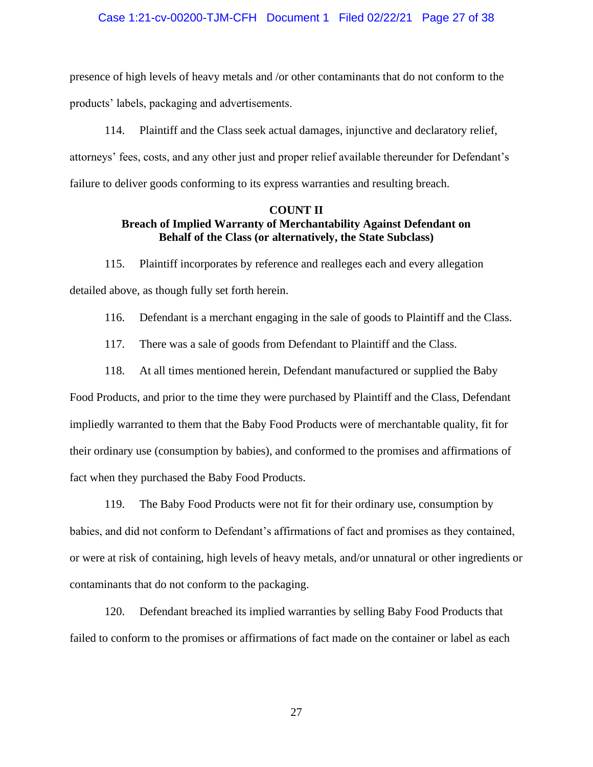presence of high levels of heavy metals and /or other contaminants that do not conform to the products' labels, packaging and advertisements.

114. Plaintiff and the Class seek actual damages, injunctive and declaratory relief, attorneys' fees, costs, and any other just and proper relief available thereunder for Defendant's failure to deliver goods conforming to its express warranties and resulting breach.

**COUNT II**
**Breach of Implied Warranty of Merchantability Against Defendant on Behalf of the Class (or alternatively, the State Subclass)**

115. Plaintiff incorporates by reference and realleges each and every allegation detailed above, as though fully set forth herein.

116. Defendant is a merchant engaging in the sale of goods to Plaintiff and the Class.

117. There was a sale of goods from Defendant to Plaintiff and the Class.

118. At all times mentioned herein, Defendant manufactured or supplied the Baby Food Products, and prior to the time they were purchased by Plaintiff and the Class, Defendant impliedly warranted to them that the Baby Food Products were of merchantable quality, fit for their ordinary use (consumption by babies), and conformed to the promises and affirmations of fact when they purchased the Baby Food Products.

119. The Baby Food Products were not fit for their ordinary use, consumption by babies, and did not conform to Defendant's affirmations of fact and promises as they contained, or were at risk of containing, high levels of heavy metals, and/or unnatural or other ingredients or contaminants that do not conform to the packaging.

120. Defendant breached its implied warranties by selling Baby Food Products that failed to conform to the promises or affirmations of fact made on the container or label as each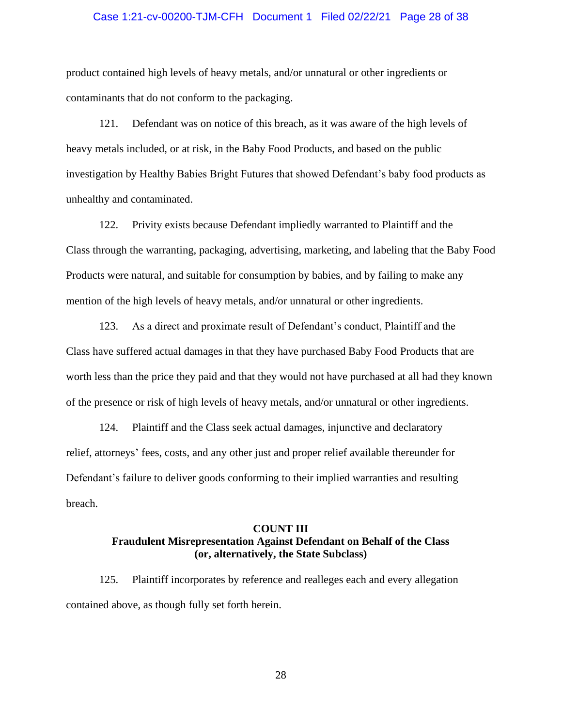product contained high levels of heavy metals, and/or unnatural or other ingredients or contaminants that do not conform to the packaging.

121. Defendant was on notice of this breach, as it was aware of the high levels of heavy metals included, or at risk, in the Baby Food Products, and based on the public investigation by Healthy Babies Bright Futures that showed Defendant's baby food products as unhealthy and contaminated.

122. Privity exists because Defendant impliedly warranted to Plaintiff and the Class through the warranting, packaging, advertising, marketing, and labeling that the Baby Food Products were natural, and suitable for consumption by babies, and by failing to make any mention of the high levels of heavy metals, and/or unnatural or other ingredients.

123. As a direct and proximate result of Defendant's conduct, Plaintiff and the Class have suffered actual damages in that they have purchased Baby Food Products that are worth less than the price they paid and that they would not have purchased at all had they known of the presence or risk of high levels of heavy metals, and/or unnatural or other ingredients.

124. Plaintiff and the Class seek actual damages, injunctive and declaratory relief, attorneys' fees, costs, and any other just and proper relief available thereunder for Defendant's failure to deliver goods conforming to their implied warranties and resulting breach.

**COUNT III**
**Fraudulent Misrepresentation Against Defendant on Behalf of the Class (or, alternatively, the State Subclass)**

125. Plaintiff incorporates by reference and realleges each and every allegation contained above, as though fully set forth herein.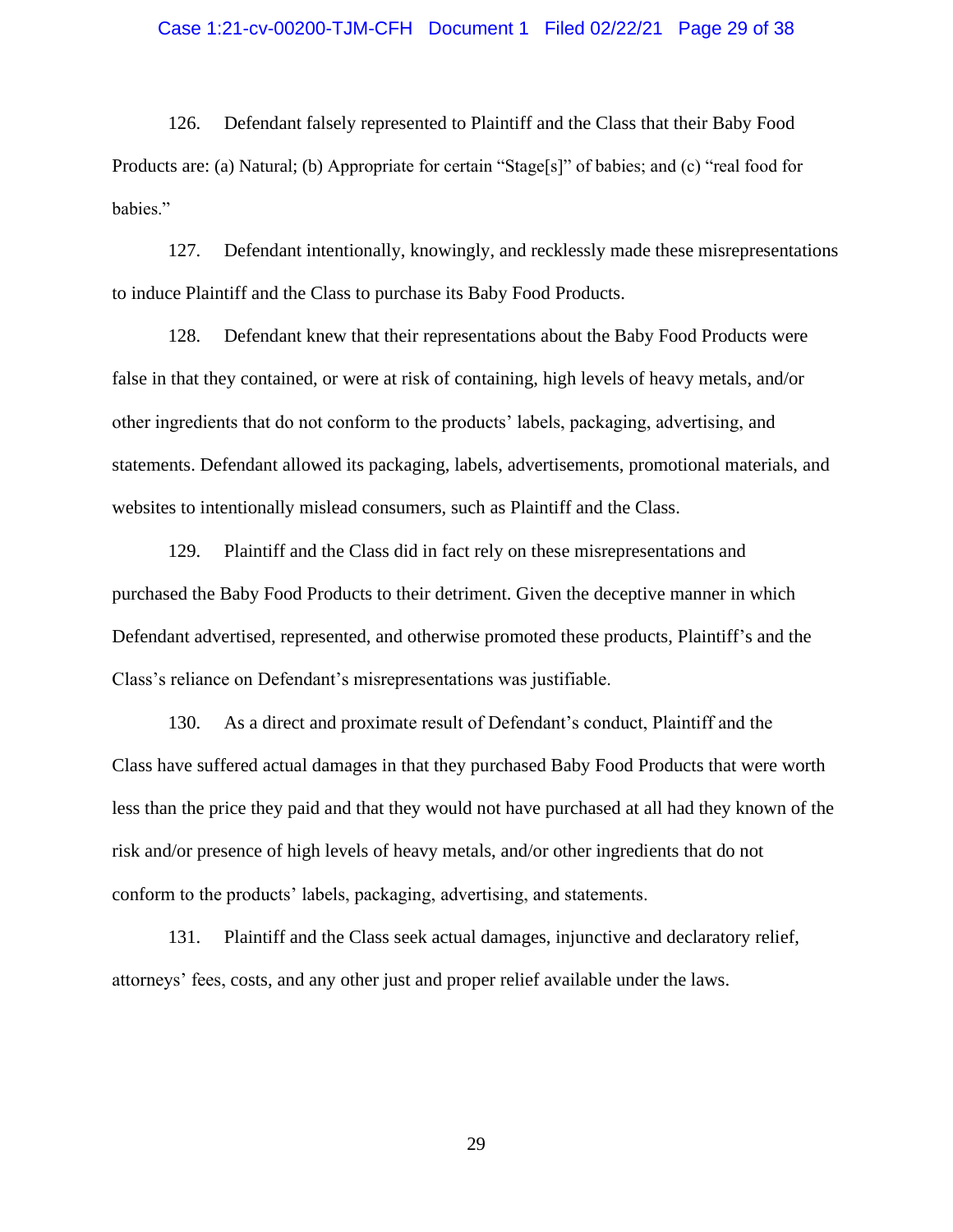126. Defendant falsely represented to Plaintiff and the Class that their Baby Food Products are: (a) Natural; (b) Appropriate for certain "Stage[s]" of babies; and (c) "real food for babies."

127. Defendant intentionally, knowingly, and recklessly made these misrepresentations to induce Plaintiff and the Class to purchase its Baby Food Products.

128. Defendant knew that their representations about the Baby Food Products were false in that they contained, or were at risk of containing, high levels of heavy metals, and/or other ingredients that do not conform to the products' labels, packaging, advertising, and statements. Defendant allowed its packaging, labels, advertisements, promotional materials, and websites to intentionally mislead consumers, such as Plaintiff and the Class.

129. Plaintiff and the Class did in fact rely on these misrepresentations and purchased the Baby Food Products to their detriment. Given the deceptive manner in which Defendant advertised, represented, and otherwise promoted these products, Plaintiff's and the Class's reliance on Defendant's misrepresentations was justifiable.

130. As a direct and proximate result of Defendant's conduct, Plaintiff and the Class have suffered actual damages in that they purchased Baby Food Products that were worth less than the price they paid and that they would not have purchased at all had they known of the risk and/or presence of high levels of heavy metals, and/or other ingredients that do not conform to the products' labels, packaging, advertising, and statements.

131. Plaintiff and the Class seek actual damages, injunctive and declaratory relief, attorneys' fees, costs, and any other just and proper relief available under the laws.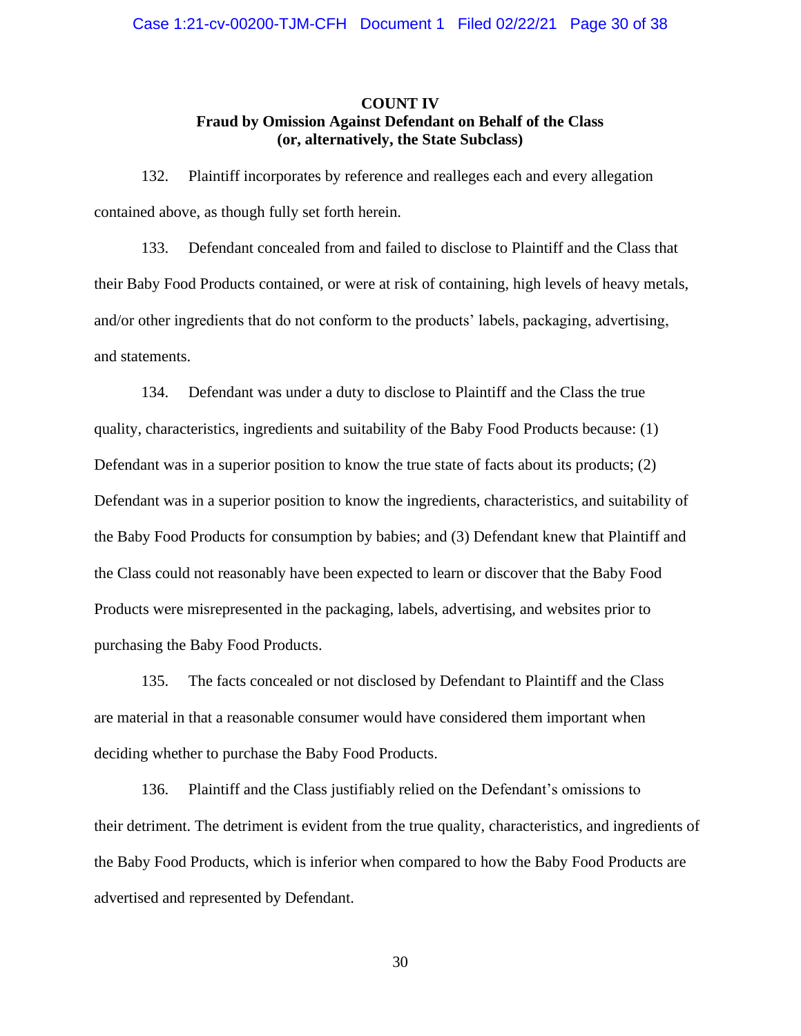**COUNT IV**
**Fraud by Omission Against Defendant on Behalf of the Class**
**(or, alternatively, the State Subclass)**

132. Plaintiff incorporates by reference and realleges each and every allegation contained above, as though fully set forth herein.

133. Defendant concealed from and failed to disclose to Plaintiff and the Class that their Baby Food Products contained, or were at risk of containing, high levels of heavy metals, and/or other ingredients that do not conform to the products' labels, packaging, advertising, and statements.

134. Defendant was under a duty to disclose to Plaintiff and the Class the true quality, characteristics, ingredients and suitability of the Baby Food Products because: (1) Defendant was in a superior position to know the true state of facts about its products; (2) Defendant was in a superior position to know the ingredients, characteristics, and suitability of the Baby Food Products for consumption by babies; and (3) Defendant knew that Plaintiff and the Class could not reasonably have been expected to learn or discover that the Baby Food Products were misrepresented in the packaging, labels, advertising, and websites prior to purchasing the Baby Food Products.

135. The facts concealed or not disclosed by Defendant to Plaintiff and the Class are material in that a reasonable consumer would have considered them important when deciding whether to purchase the Baby Food Products.

136. Plaintiff and the Class justifiably relied on the Defendant's omissions to their detriment. The detriment is evident from the true quality, characteristics, and ingredients of the Baby Food Products, which is inferior when compared to how the Baby Food Products are advertised and represented by Defendant.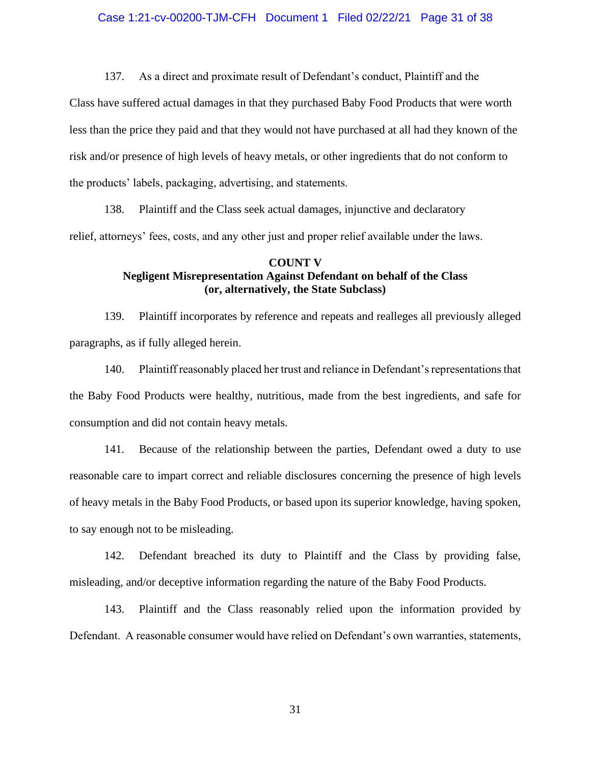137. As a direct and proximate result of Defendant's conduct, Plaintiff and the Class have suffered actual damages in that they purchased Baby Food Products that were worth less than the price they paid and that they would not have purchased at all had they known of the risk and/or presence of high levels of heavy metals, or other ingredients that do not conform to the products' labels, packaging, advertising, and statements.

138. Plaintiff and the Class seek actual damages, injunctive and declaratory relief, attorneys' fees, costs, and any other just and proper relief available under the laws.

**COUNT V**
**Negligent Misrepresentation Against Defendant on behalf of the Class (or, alternatively, the State Subclass)**

139. Plaintiff incorporates by reference and repeats and realleges all previously alleged paragraphs, as if fully alleged herein.

140. Plaintiff reasonably placed her trust and reliance in Defendant's representations that the Baby Food Products were healthy, nutritious, made from the best ingredients, and safe for consumption and did not contain heavy metals.

141. Because of the relationship between the parties, Defendant owed a duty to use reasonable care to impart correct and reliable disclosures concerning the presence of high levels of heavy metals in the Baby Food Products, or based upon its superior knowledge, having spoken, to say enough not to be misleading.

142. Defendant breached its duty to Plaintiff and the Class by providing false, misleading, and/or deceptive information regarding the nature of the Baby Food Products.

143. Plaintiff and the Class reasonably relied upon the information provided by Defendant. A reasonable consumer would have relied on Defendant's own warranties, statements,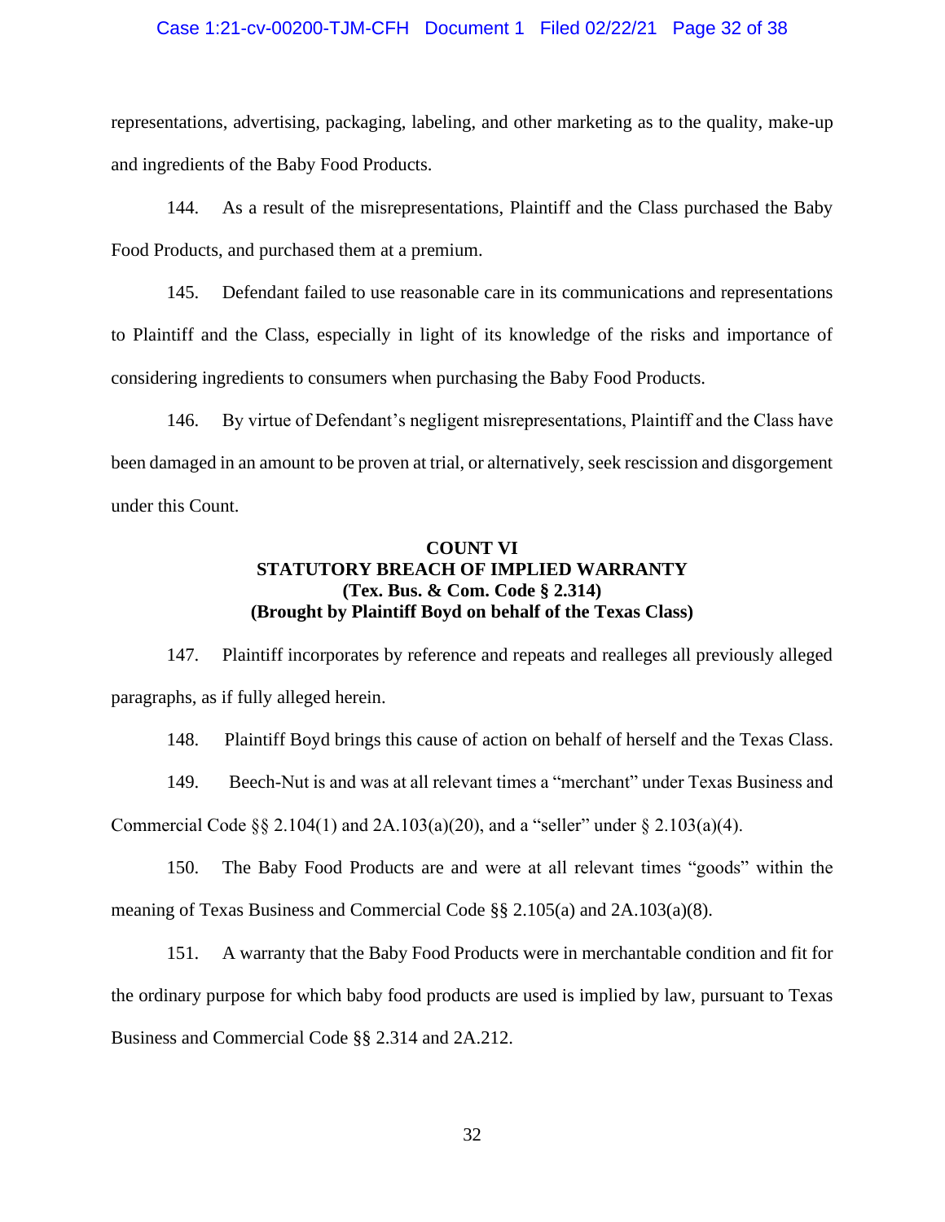representations, advertising, packaging, labeling, and other marketing as to the quality, make-up and ingredients of the Baby Food Products.

144. As a result of the misrepresentations, Plaintiff and the Class purchased the Baby Food Products, and purchased them at a premium.

145. Defendant failed to use reasonable care in its communications and representations to Plaintiff and the Class, especially in light of its knowledge of the risks and importance of considering ingredients to consumers when purchasing the Baby Food Products.

146. By virtue of Defendant's negligent misrepresentations, Plaintiff and the Class have been damaged in an amount to be proven at trial, or alternatively, seek rescission and disgorgement under this Count.

**COUNT VI**
**STATUTORY BREACH OF IMPLIED WARRANTY**
**(Tex. Bus. & Com. Code § 2.314)**
**(Brought by Plaintiff Boyd on behalf of the Texas Class)**

147. Plaintiff incorporates by reference and repeats and realleges all previously alleged paragraphs, as if fully alleged herein.

148. Plaintiff Boyd brings this cause of action on behalf of herself and the Texas Class.

149. Beech-Nut is and was at all relevant times a "merchant" under Texas Business and Commercial Code §§ 2.104(1) and 2A.103(a)(20), and a "seller" under § 2.103(a)(4).

150. The Baby Food Products are and were at all relevant times "goods" within the meaning of Texas Business and Commercial Code §§ 2.105(a) and 2A.103(a)(8).

151. A warranty that the Baby Food Products were in merchantable condition and fit for the ordinary purpose for which baby food products are used is implied by law, pursuant to Texas Business and Commercial Code §§ 2.314 and 2A.212.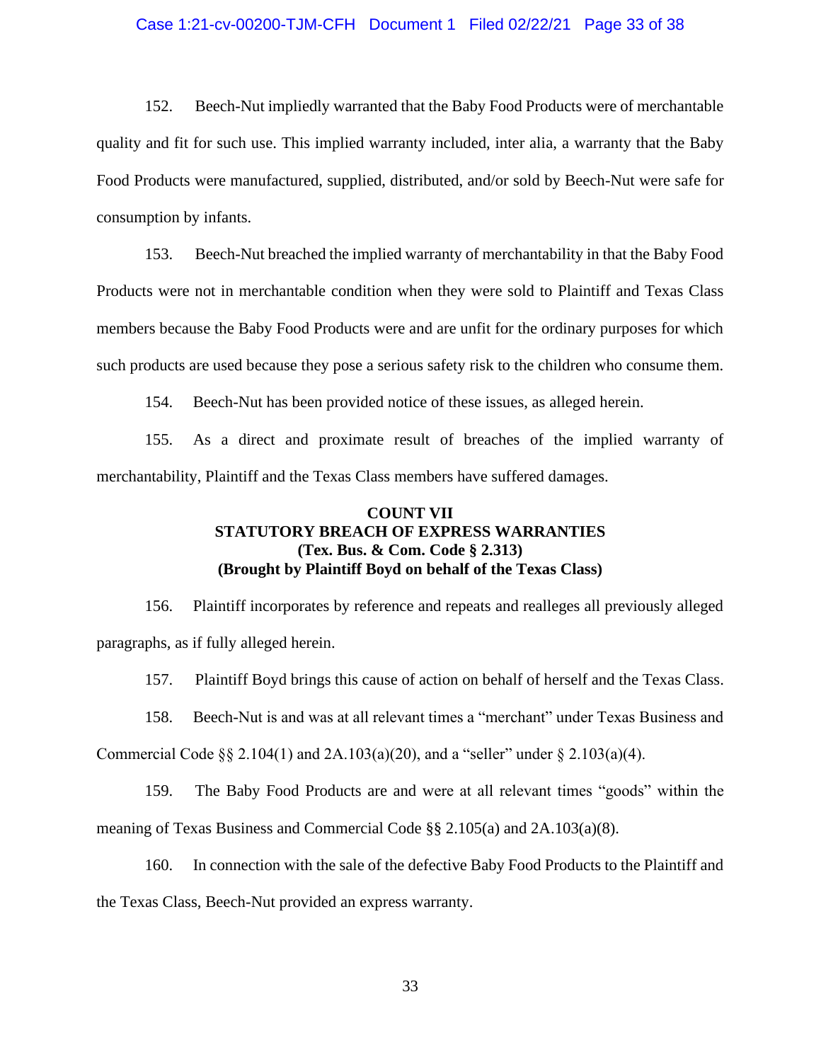152. Beech-Nut impliedly warranted that the Baby Food Products were of merchantable quality and fit for such use. This implied warranty included, inter alia, a warranty that the Baby Food Products were manufactured, supplied, distributed, and/or sold by Beech-Nut were safe for consumption by infants.

153. Beech-Nut breached the implied warranty of merchantability in that the Baby Food Products were not in merchantable condition when they were sold to Plaintiff and Texas Class members because the Baby Food Products were and are unfit for the ordinary purposes for which such products are used because they pose a serious safety risk to the children who consume them.

154. Beech-Nut has been provided notice of these issues, as alleged herein.

155. As a direct and proximate result of breaches of the implied warranty of merchantability, Plaintiff and the Texas Class members have suffered damages.

**COUNT VII**
**STATUTORY BREACH OF EXPRESS WARRANTIES**
**(Tex. Bus. & Com. Code § 2.313)**
**(Brought by Plaintiff Boyd on behalf of the Texas Class)**

156. Plaintiff incorporates by reference and repeats and realleges all previously alleged paragraphs, as if fully alleged herein.

157. Plaintiff Boyd brings this cause of action on behalf of herself and the Texas Class.

158. Beech-Nut is and was at all relevant times a "merchant" under Texas Business and Commercial Code §§ 2.104(1) and 2A.103(a)(20), and a "seller" under § 2.103(a)(4).

159. The Baby Food Products are and were at all relevant times "goods" within the meaning of Texas Business and Commercial Code §§ 2.105(a) and 2A.103(a)(8).

160. In connection with the sale of the defective Baby Food Products to the Plaintiff and the Texas Class, Beech-Nut provided an express warranty.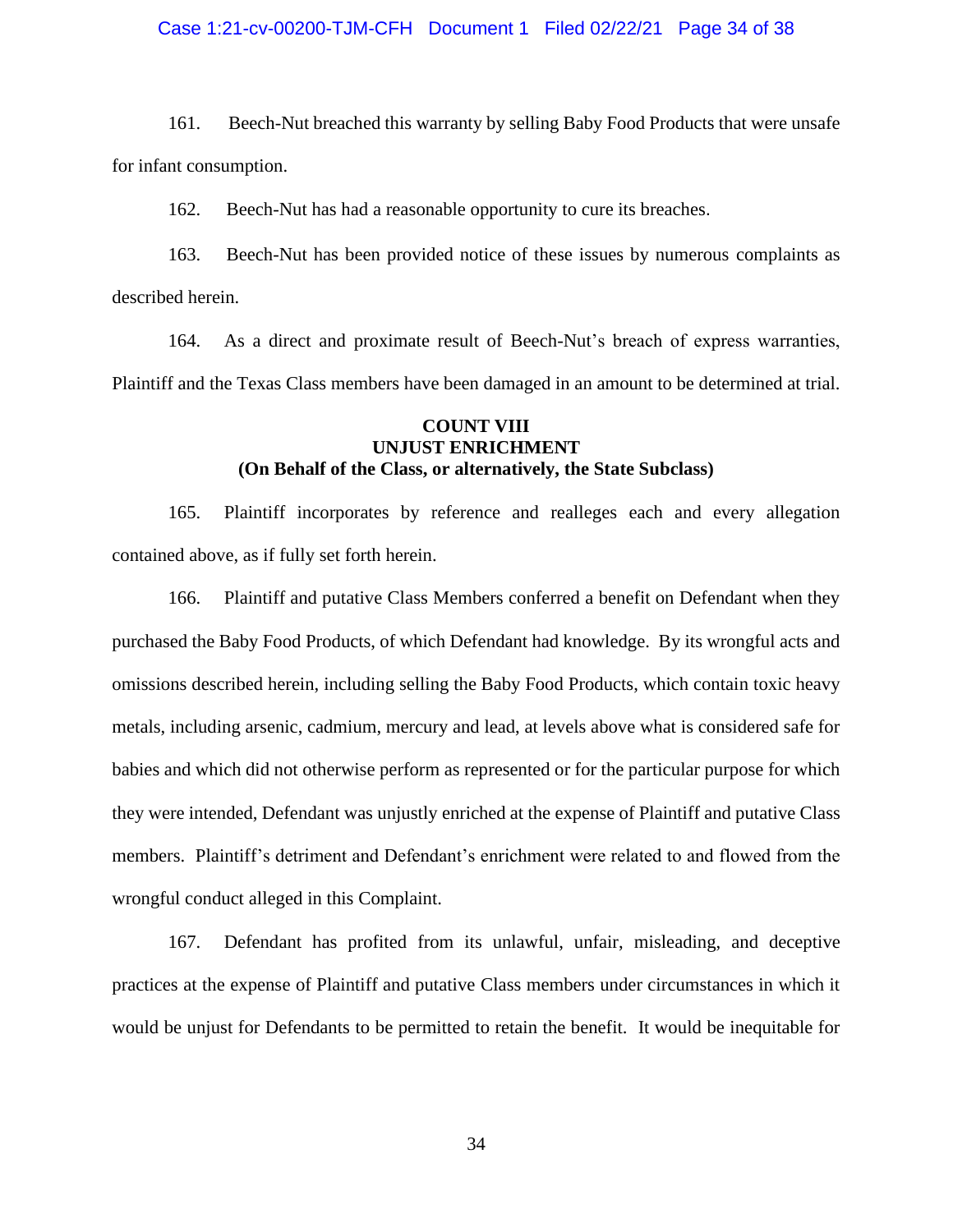161. Beech-Nut breached this warranty by selling Baby Food Products that were unsafe for infant consumption.

162. Beech-Nut has had a reasonable opportunity to cure its breaches.

163. Beech-Nut has been provided notice of these issues by numerous complaints as described herein.

164. As a direct and proximate result of Beech-Nut's breach of express warranties, Plaintiff and the Texas Class members have been damaged in an amount to be determined at trial.

**COUNT VIII**
**UNJUST ENRICHMENT**
**(On Behalf of the Class, or alternatively, the State Subclass)**

165. Plaintiff incorporates by reference and realleges each and every allegation contained above, as if fully set forth herein.

166. Plaintiff and putative Class Members conferred a benefit on Defendant when they purchased the Baby Food Products, of which Defendant had knowledge. By its wrongful acts and omissions described herein, including selling the Baby Food Products, which contain toxic heavy metals, including arsenic, cadmium, mercury and lead, at levels above what is considered safe for babies and which did not otherwise perform as represented or for the particular purpose for which they were intended, Defendant was unjustly enriched at the expense of Plaintiff and putative Class members. Plaintiff's detriment and Defendant's enrichment were related to and flowed from the wrongful conduct alleged in this Complaint.

167. Defendant has profited from its unlawful, unfair, misleading, and deceptive practices at the expense of Plaintiff and putative Class members under circumstances in which it would be unjust for Defendants to be permitted to retain the benefit. It would be inequitable for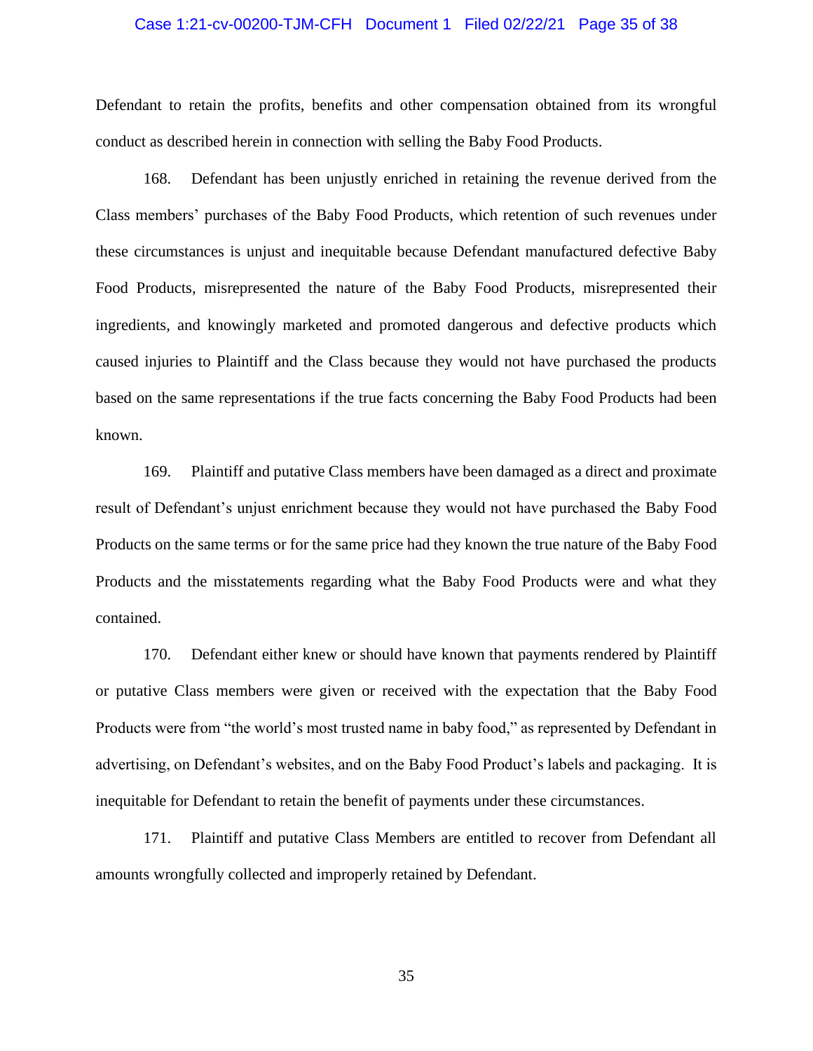Defendant to retain the profits, benefits and other compensation obtained from its wrongful conduct as described herein in connection with selling the Baby Food Products.

168. Defendant has been unjustly enriched in retaining the revenue derived from the Class members' purchases of the Baby Food Products, which retention of such revenues under these circumstances is unjust and inequitable because Defendant manufactured defective Baby Food Products, misrepresented the nature of the Baby Food Products, misrepresented their ingredients, and knowingly marketed and promoted dangerous and defective products which caused injuries to Plaintiff and the Class because they would not have purchased the products based on the same representations if the true facts concerning the Baby Food Products had been known.

169. Plaintiff and putative Class members have been damaged as a direct and proximate result of Defendant's unjust enrichment because they would not have purchased the Baby Food Products on the same terms or for the same price had they known the true nature of the Baby Food Products and the misstatements regarding what the Baby Food Products were and what they contained.

170. Defendant either knew or should have known that payments rendered by Plaintiff or putative Class members were given or received with the expectation that the Baby Food Products were from "the world's most trusted name in baby food," as represented by Defendant in advertising, on Defendant's websites, and on the Baby Food Product's labels and packaging. It is inequitable for Defendant to retain the benefit of payments under these circumstances.

171. Plaintiff and putative Class Members are entitled to recover from Defendant all amounts wrongfully collected and improperly retained by Defendant.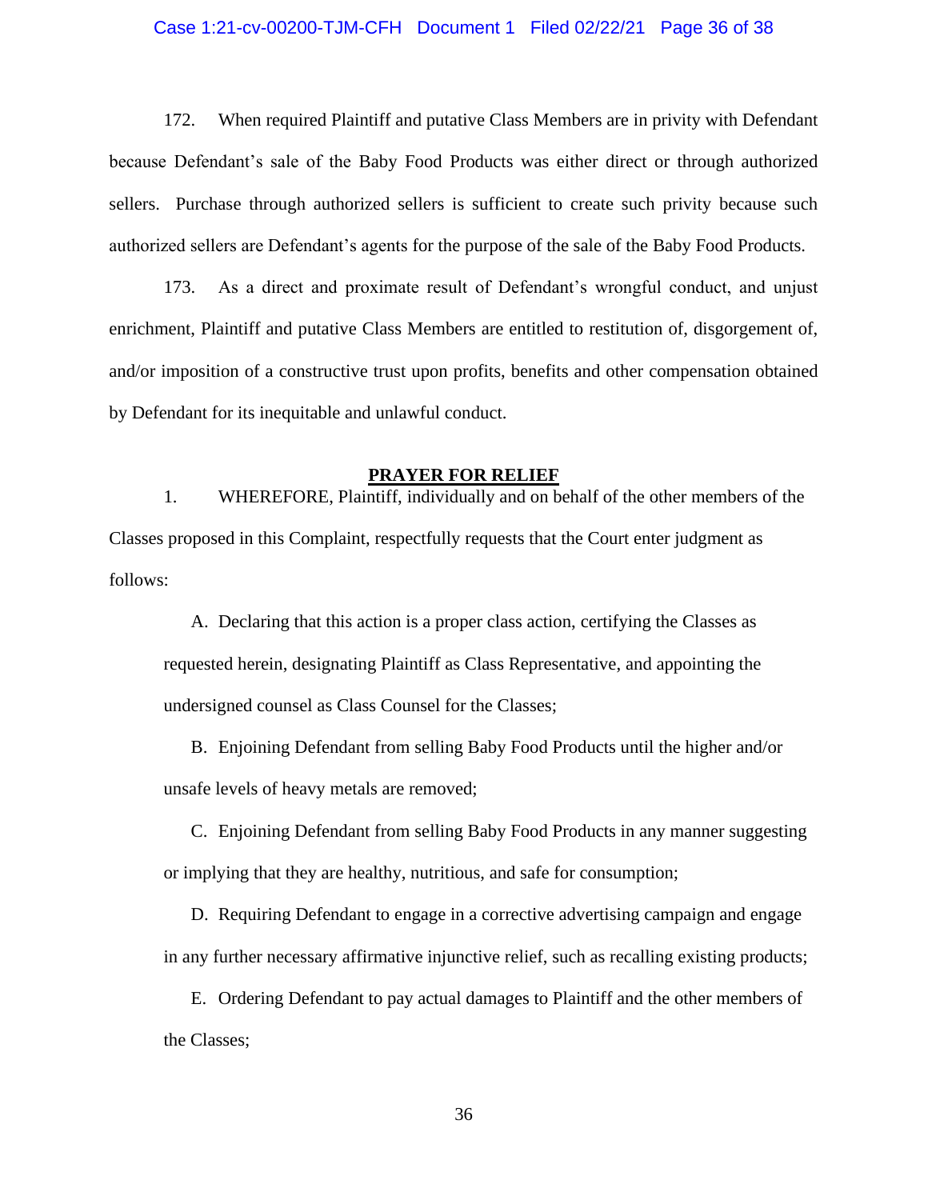172. When required Plaintiff and putative Class Members are in privity with Defendant because Defendant's sale of the Baby Food Products was either direct or through authorized sellers. Purchase through authorized sellers is sufficient to create such privity because such authorized sellers are Defendant's agents for the purpose of the sale of the Baby Food Products.

173. As a direct and proximate result of Defendant's wrongful conduct, and unjust enrichment, Plaintiff and putative Class Members are entitled to restitution of, disgorgement of, and/or imposition of a constructive trust upon profits, benefits and other compensation obtained by Defendant for its inequitable and unlawful conduct.

## PRAYER FOR RELIEF

1. WHEREFORE, Plaintiff, individually and on behalf of the other members of the Classes proposed in this Complaint, respectfully requests that the Court enter judgment as follows:

A. Declaring that this action is a proper class action, certifying the Classes as requested herein, designating Plaintiff as Class Representative, and appointing the undersigned counsel as Class Counsel for the Classes;

B. Enjoining Defendant from selling Baby Food Products until the higher and/or unsafe levels of heavy metals are removed;

C. Enjoining Defendant from selling Baby Food Products in any manner suggesting or implying that they are healthy, nutritious, and safe for consumption;

D. Requiring Defendant to engage in a corrective advertising campaign and engage in any further necessary affirmative injunctive relief, such as recalling existing products;

E. Ordering Defendant to pay actual damages to Plaintiff and the other members of the Classes;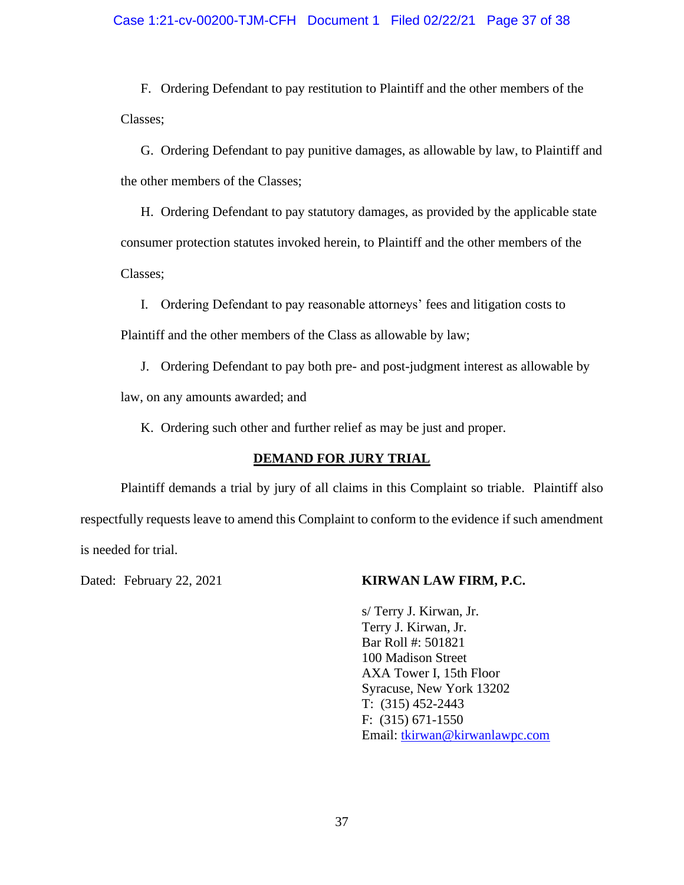F. Ordering Defendant to pay restitution to Plaintiff and the other members of the Classes;

G. Ordering Defendant to pay punitive damages, as allowable by law, to Plaintiff and the other members of the Classes;

H. Ordering Defendant to pay statutory damages, as provided by the applicable state consumer protection statutes invoked herein, to Plaintiff and the other members of the Classes;

I. Ordering Defendant to pay reasonable attorneys' fees and litigation costs to Plaintiff and the other members of the Class as allowable by law;

J. Ordering Defendant to pay both pre- and post-judgment interest as allowable by law, on any amounts awarded; and

K. Ordering such other and further relief as may be just and proper.

**DEMAND FOR JURY TRIAL**

Plaintiff demands a trial by jury of all claims in this Complaint so triable. Plaintiff also respectfully requests leave to amend this Complaint to conform to the evidence if such amendment is needed for trial.

Dated: February 22, 2021

**KIRWAN LAW FIRM, P.C.**

s/ Terry J. Kirwan, Jr.
Terry J. Kirwan, Jr.
Bar Roll #: 501821
100 Madison Street
AXA Tower I, 15th Floor
Syracuse, New York 13202
T: (315) 452-2443
F: (315) 671-1550
Email: tkirwan@kirwanlawpc.com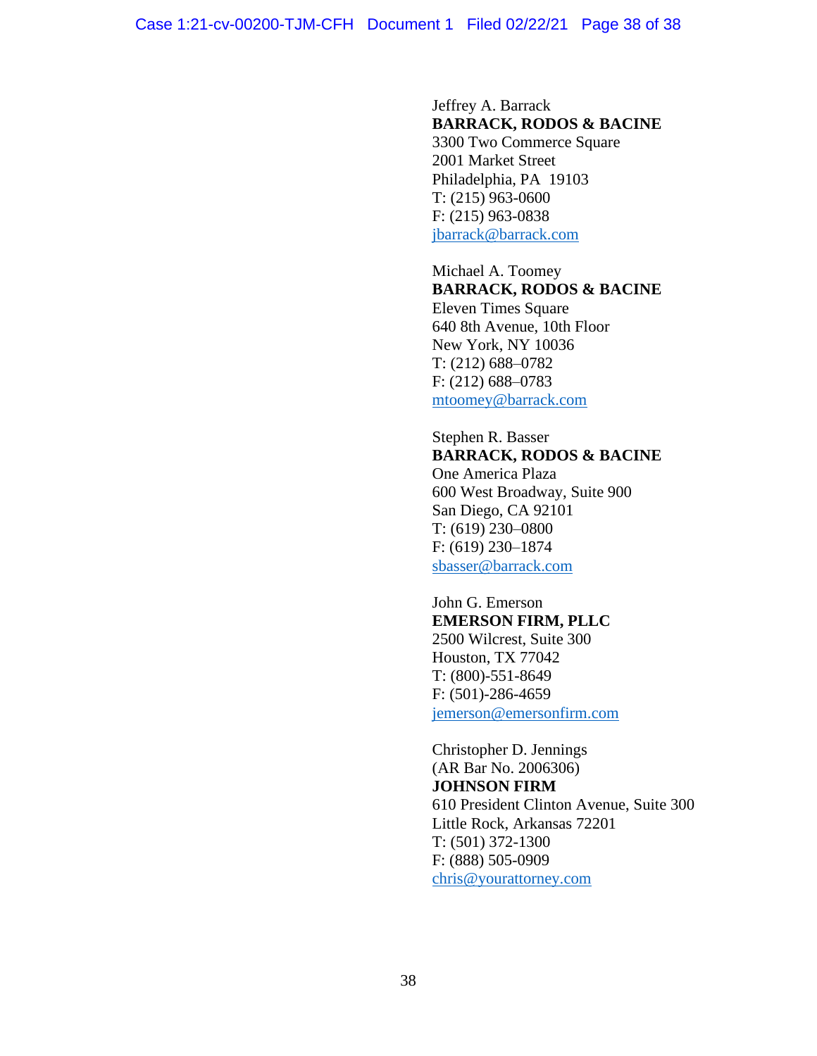Jeffrey A. Barrack
**BARRACK, RODOS & BACINE**
3300 Two Commerce Square
2001 Market Street
Philadelphia, PA 19103
T: (215) 963-0600
F: (215) 963-0838
jbarrack@barrack.com

Michael A. Toomey
**BARRACK, RODOS & BACINE**
Eleven Times Square
640 8th Avenue, 10th Floor
New York, NY 10036
T: (212) 688–0782
F: (212) 688–0783
mtoomey@barrack.com

Stephen R. Basser
**BARRACK, RODOS & BACINE**
One America Plaza
600 West Broadway, Suite 900
San Diego, CA 92101
T: (619) 230–0800
F: (619) 230–1874
sbasser@barrack.com

John G. Emerson
**EMERSON FIRM, PLLC**
2500 Wilcrest, Suite 300
Houston, TX 77042
T: (800)-551-8649
F: (501)-286-4659
jemerson@emersonfirm.com

Christopher D. Jennings
(AR Bar No. 2006306)
**JOHNSON FIRM**
610 President Clinton Avenue, Suite 300
Little Rock, Arkansas 72201
T: (501) 372-1300
F: (888) 505-0909
chris@yourattorney.com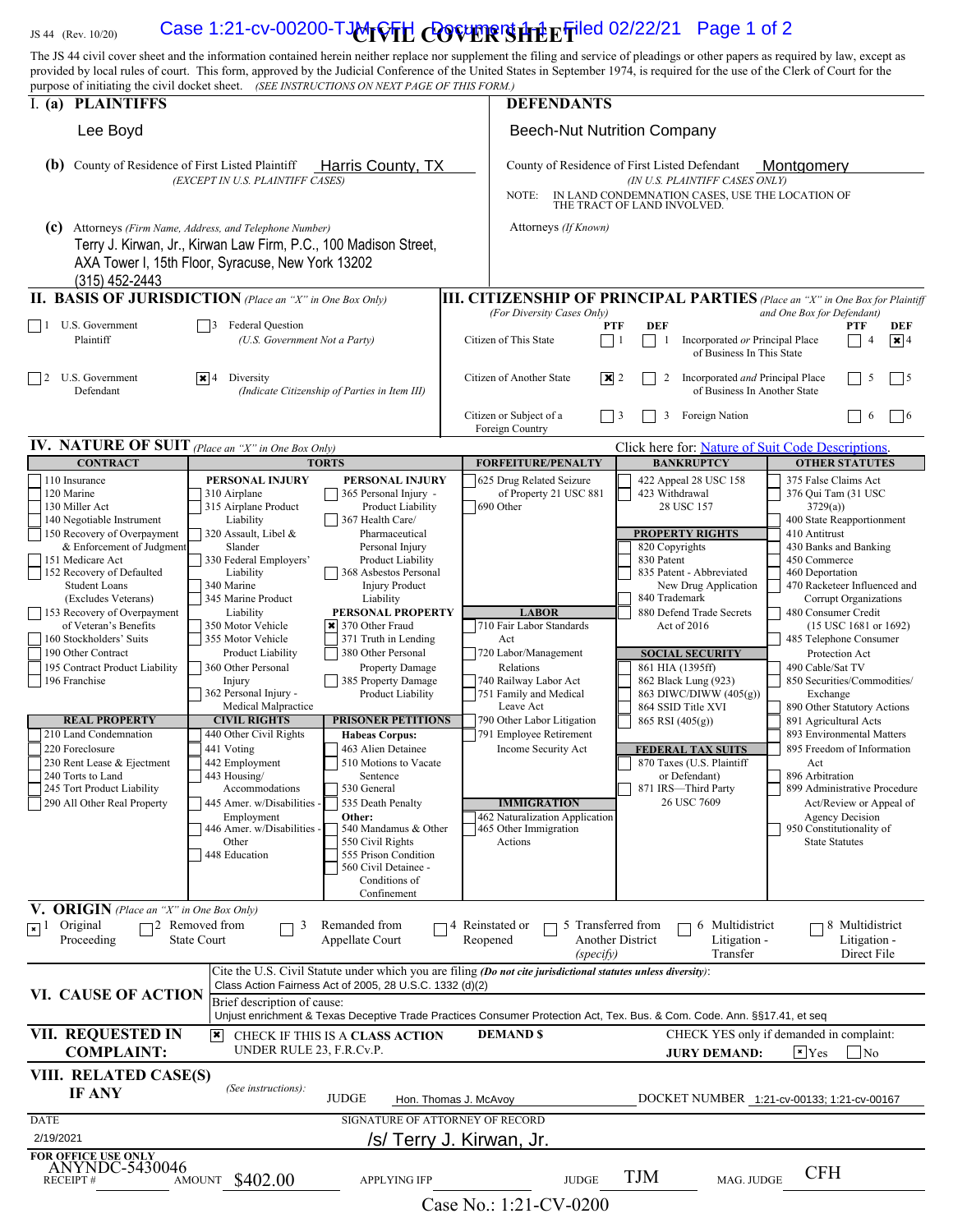JS 44 (Rev. 10/20)

# CIVIL COVER SHEET

The JS 44 civil cover sheet and the information contained herein neither replace nor supplement the filing and service of pleadings or other papers as required by law, except as provided by local rules of court. This form, approved by the Judicial Conference of the United States in September 1974, is required for the use of the Clerk of Court for the purpose of initiating the civil docket sheet. *(SEE INSTRUCTIONS ON NEXT PAGE OF THIS FORM.)*

## I. (a) PLAINTIFFS

Lee Boyd

**(b)** County of Residence of First Listed Plaintiff: Harris County, TX
*(EXCEPT IN U.S. PLAINTIFF CASES)*

**(c)** Attorneys *(Firm Name, Address, and Telephone Number)*
Terry J. Kirwan, Jr., Kirwan Law Firm, P.C., 100 Madison Street, AXA Tower I, 15th Floor, Syracuse, New York 13202
(315) 452-2443

## DEFENDANTS

Beech-Nut Nutrition Company

County of Residence of First Listed Defendant: Montgomery
*(IN U.S. PLAINTIFF CASES ONLY)*

NOTE: IN LAND CONDEMNATION CASES, USE THE LOCATION OF THE TRACT OF LAND INVOLVED.

Attorneys *(If Known)*

## II. BASIS OF JURISDICTION *(Place an "X" in One Box Only)*

- [ ] 1 U.S. Government Plaintiff
- [ ] 3 Federal Question (U.S. Government Not a Party)
- [ ] 2 U.S. Government Defendant
- [x] 4 Diversity (Indicate Citizenship of Parties in Item III)

## III. CITIZENSHIP OF PRINCIPAL PARTIES *(Place an "X" in One Box for Plaintiff and One Box for Defendant)* *(For Diversity Cases Only)*

| | PTF | DEF | | PTF | DEF |
|---|---|---|---|---|---|
| Citizen of This State | [ ] 1 | [ ] 1 | Incorporated *or* Principal Place of Business In This State | [ ] 4 | [x] 4 |
| Citizen of Another State | [x] 2 | [ ] 2 | Incorporated *and* Principal Place of Business In Another State | [ ] 5 | [ ] 5 |
| Citizen or Subject of a Foreign Country | [ ] 3 | [ ] 3 | Foreign Nation | [ ] 6 | [ ] 6 |

## IV. NATURE OF SUIT *(Place an "X" in One Box Only)*

Click here for: Nature of Suit Code Descriptions.

**CONTRACT:** 110 Insurance; 120 Marine; 130 Miller Act; 140 Negotiable Instrument; 150 Recovery of Overpayment & Enforcement of Judgment; 151 Medicare Act; 152 Recovery of Defaulted Student Loans (Excludes Veterans); 153 Recovery of Overpayment of Veteran's Benefits; 160 Stockholders' Suits; 190 Other Contract; 195 Contract Product Liability; 196 Franchise

**REAL PROPERTY:** 210 Land Condemnation; 220 Foreclosure; 230 Rent Lease & Ejectment; 240 Torts to Land; 245 Tort Product Liability; 290 All Other Real Property

**TORTS – PERSONAL INJURY:** 310 Airplane; 315 Airplane Product Liability; 320 Assault, Libel & Slander; 330 Federal Employers' Liability; 340 Marine; 345 Marine Product Liability; 350 Motor Vehicle; 355 Motor Vehicle Product Liability; 360 Other Personal Injury; 362 Personal Injury - Medical Malpractice

**TORTS – PERSONAL INJURY:** 365 Personal Injury - Product Liability; 367 Health Care/ Pharmaceutical Personal Injury Product Liability; 368 Asbestos Personal Injury Product Liability

**PERSONAL PROPERTY:** [x] 370 Other Fraud; 371 Truth in Lending; 380 Other Personal Property Damage; 385 Property Damage Product Liability

**CIVIL RIGHTS:** 440 Other Civil Rights; 441 Voting; 442 Employment; 443 Housing/ Accommodations; 445 Amer. w/Disabilities - Employment; 446 Amer. w/Disabilities - Other; 448 Education

**PRISONER PETITIONS:** Habeas Corpus: 463 Alien Detainee; 510 Motions to Vacate Sentence; 530 General; 535 Death Penalty; Other: 540 Mandamus & Other; 550 Civil Rights; 555 Prison Condition; 560 Civil Detainee - Conditions of Confinement

**FORFEITURE/PENALTY:** 625 Drug Related Seizure of Property 21 USC 881; 690 Other

**LABOR:** 710 Fair Labor Standards Act; 720 Labor/Management Relations; 740 Railway Labor Act; 751 Family and Medical Leave Act; 790 Other Labor Litigation; 791 Employee Retirement Income Security Act

**IMMIGRATION:** 462 Naturalization Application; 465 Other Immigration Actions

**BANKRUPTCY:** 422 Appeal 28 USC 158; 423 Withdrawal 28 USC 157

**PROPERTY RIGHTS:** 820 Copyrights; 830 Patent; 835 Patent - Abbreviated New Drug Application; 840 Trademark; 880 Defend Trade Secrets Act of 2016

**SOCIAL SECURITY:** 861 HIA (1395ff); 862 Black Lung (923); 863 DIWC/DIWW (405(g)); 864 SSID Title XVI; 865 RSI (405(g))

**FEDERAL TAX SUITS:** 870 Taxes (U.S. Plaintiff or Defendant); 871 IRS—Third Party 26 USC 7609

**OTHER STATUTES:** 375 False Claims Act; 376 Qui Tam (31 USC 3729(a)); 400 State Reapportionment; 410 Antitrust; 430 Banks and Banking; 450 Commerce; 460 Deportation; 470 Racketeer Influenced and Corrupt Organizations; 480 Consumer Credit (15 USC 1681 or 1692); 485 Telephone Consumer Protection Act; 490 Cable/Sat TV; 850 Securities/Commodities/ Exchange; 890 Other Statutory Actions; 891 Agricultural Acts; 893 Environmental Matters; 895 Freedom of Information Act; 896 Arbitration; 899 Administrative Procedure Act/Review or Appeal of Agency Decision; 950 Constitutionality of State Statutes

## V. ORIGIN *(Place an "X" in One Box Only)*

- [x] 1 Original Proceeding
- [ ] 2 Removed from State Court
- [ ] 3 Remanded from Appellate Court
- [ ] 4 Reinstated or Reopened
- [ ] 5 Transferred from Another District *(specify)*
- [ ] 6 Multidistrict Litigation - Transfer
- [ ] 8 Multidistrict Litigation - Direct File

## VI. CAUSE OF ACTION

Cite the U.S. Civil Statute under which you are filing *(Do not cite jurisdictional statutes unless diversity)*:
Class Action Fairness Act of 2005, 28 U.S.C. 1332 (d)(2)

Brief description of cause:
Unjust enrichment & Texas Deceptive Trade Practices Consumer Protection Act, Tex. Bus. & Com. Code. Ann. §§17.41, et seq

## VII. REQUESTED IN COMPLAINT:

[x] CHECK IF THIS IS A **CLASS ACTION** UNDER RULE 23, F.R.Cv.P.

**DEMAND $**

CHECK YES only if demanded in complaint:
**JURY DEMAND:** [x] Yes [ ] No

## VIII. RELATED CASE(S) IF ANY

*(See instructions):*

JUDGE: Hon. Thomas J. McAvoy
DOCKET NUMBER: 1:21-cv-00133; 1:21-cv-00167

DATE: 2/19/2021

SIGNATURE OF ATTORNEY OF RECORD: /s/ Terry J. Kirwan, Jr.

**FOR OFFICE USE ONLY**

RECEIPT #: ANYNDC-5430046 AMOUNT: $402.00 APPLYING IFP: JUDGE: TJM MAG. JUDGE: CFH

Case No.: 1:21-CV-0200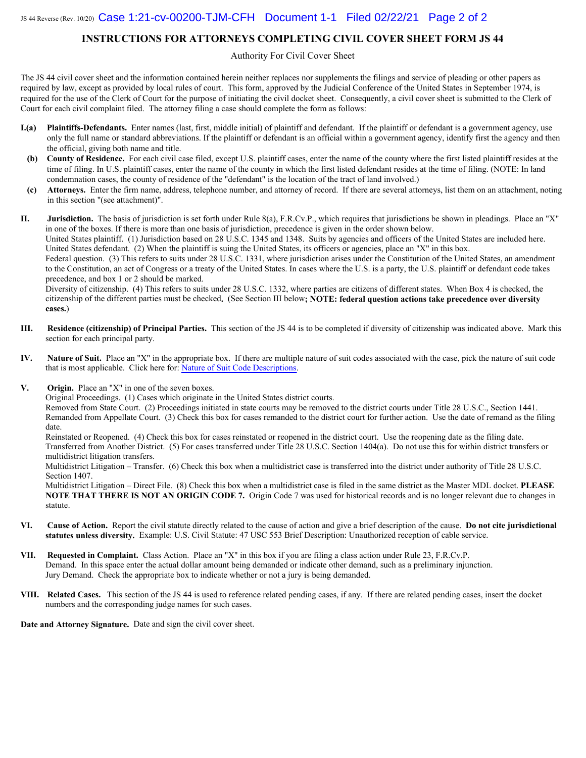# INSTRUCTIONS FOR ATTORNEYS COMPLETING CIVIL COVER SHEET FORM JS 44

Authority For Civil Cover Sheet

The JS 44 civil cover sheet and the information contained herein neither replaces nor supplements the filings and service of pleading or other papers as required by law, except as provided by local rules of court. This form, approved by the Judicial Conference of the United States in September 1974, is required for the use of the Clerk of Court for the purpose of initiating the civil docket sheet. Consequently, a civil cover sheet is submitted to the Clerk of Court for each civil complaint filed. The attorney filing a case should complete the form as follows:

**I.(a) Plaintiffs-Defendants.** Enter names (last, first, middle initial) of plaintiff and defendant. If the plaintiff or defendant is a government agency, use only the full name or standard abbreviations. If the plaintiff or defendant is an official within a government agency, identify first the agency and then the official, giving both name and title.

**(b) County of Residence.** For each civil case filed, except U.S. plaintiff cases, enter the name of the county where the first listed plaintiff resides at the time of filing. In U.S. plaintiff cases, enter the name of the county in which the first listed defendant resides at the time of filing. (NOTE: In land condemnation cases, the county of residence of the "defendant" is the location of the tract of land involved.)

**(c) Attorneys.** Enter the firm name, address, telephone number, and attorney of record. If there are several attorneys, list them on an attachment, noting in this section "(see attachment)".

**II. Jurisdiction.** The basis of jurisdiction is set forth under Rule 8(a), F.R.Cv.P., which requires that jurisdictions be shown in pleadings. Place an "X" in one of the boxes. If there is more than one basis of jurisdiction, precedence is given in the order shown below.
United States plaintiff. (1) Jurisdiction based on 28 U.S.C. 1345 and 1348. Suits by agencies and officers of the United States are included here.
United States defendant. (2) When the plaintiff is suing the United States, its officers or agencies, place an "X" in this box.
Federal question. (3) This refers to suits under 28 U.S.C. 1331, where jurisdiction arises under the Constitution of the United States, an amendment to the Constitution, an act of Congress or a treaty of the United States. In cases where the U.S. is a party, the U.S. plaintiff or defendant code takes precedence, and box 1 or 2 should be marked.
Diversity of citizenship. (4) This refers to suits under 28 U.S.C. 1332, where parties are citizens of different states. When Box 4 is checked, the citizenship of the different parties must be checked**.** (See Section III below**; NOTE: federal question actions take precedence over diversity cases.**)

**III. Residence (citizenship) of Principal Parties.** This section of the JS 44 is to be completed if diversity of citizenship was indicated above. Mark this section for each principal party.

**IV. Nature of Suit.** Place an "X" in the appropriate box. If there are multiple nature of suit codes associated with the case, pick the nature of suit code that is most applicable. Click here for: Nature of Suit Code Descriptions.

**V. Origin.** Place an "X" in one of the seven boxes.
Original Proceedings. (1) Cases which originate in the United States district courts.
Removed from State Court. (2) Proceedings initiated in state courts may be removed to the district courts under Title 28 U.S.C., Section 1441.
Remanded from Appellate Court. (3) Check this box for cases remanded to the district court for further action. Use the date of remand as the filing date.
Reinstated or Reopened. (4) Check this box for cases reinstated or reopened in the district court. Use the reopening date as the filing date.
Transferred from Another District. (5) For cases transferred under Title 28 U.S.C. Section 1404(a). Do not use this for within district transfers or multidistrict litigation transfers.
Multidistrict Litigation – Transfer. (6) Check this box when a multidistrict case is transferred into the district under authority of Title 28 U.S.C. Section 1407.
Multidistrict Litigation – Direct File. (8) Check this box when a multidistrict case is filed in the same district as the Master MDL docket. **PLEASE NOTE THAT THERE IS NOT AN ORIGIN CODE 7.** Origin Code 7 was used for historical records and is no longer relevant due to changes in statute.

**VI. Cause of Action.** Report the civil statute directly related to the cause of action and give a brief description of the cause. **Do not cite jurisdictional statutes unless diversity.** Example: U.S. Civil Statute: 47 USC 553 Brief Description: Unauthorized reception of cable service.

**VII. Requested in Complaint.** Class Action. Place an "X" in this box if you are filing a class action under Rule 23, F.R.Cv.P.
Demand. In this space enter the actual dollar amount being demanded or indicate other demand, such as a preliminary injunction.
Jury Demand. Check the appropriate box to indicate whether or not a jury is being demanded.

**VIII. Related Cases.** This section of the JS 44 is used to reference related pending cases, if any. If there are related pending cases, insert the docket numbers and the corresponding judge names for such cases.

**Date and Attorney Signature.** Date and sign the civil cover sheet.